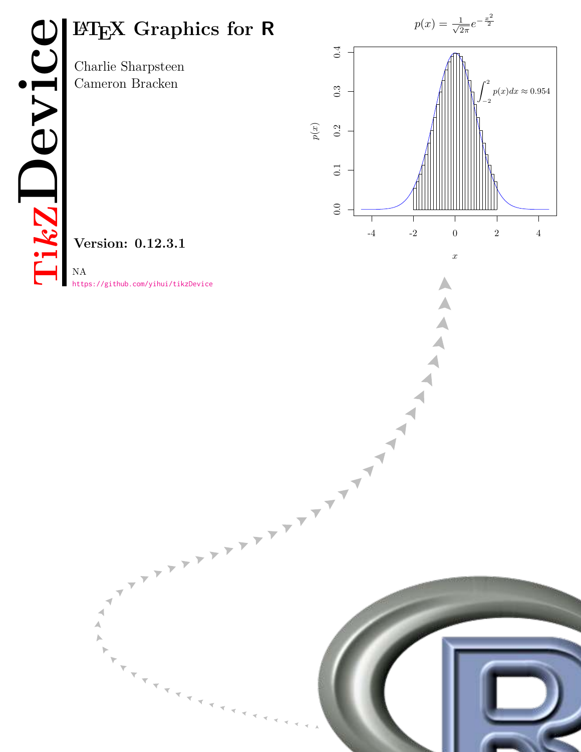# TikZDevice

## LaTeX Graphics for R

Charlie Sharpsteen
Cameron Bracken

**Version: 0.12.3.1**

NA
https://github.com/yihui/tikzDevice

$$p(x) = \frac{1}{\sqrt{2\pi}} e^{-\frac{x^2}{2}}$$

$$\int_{-2}^{2} p(x)dx \approx 0.954$$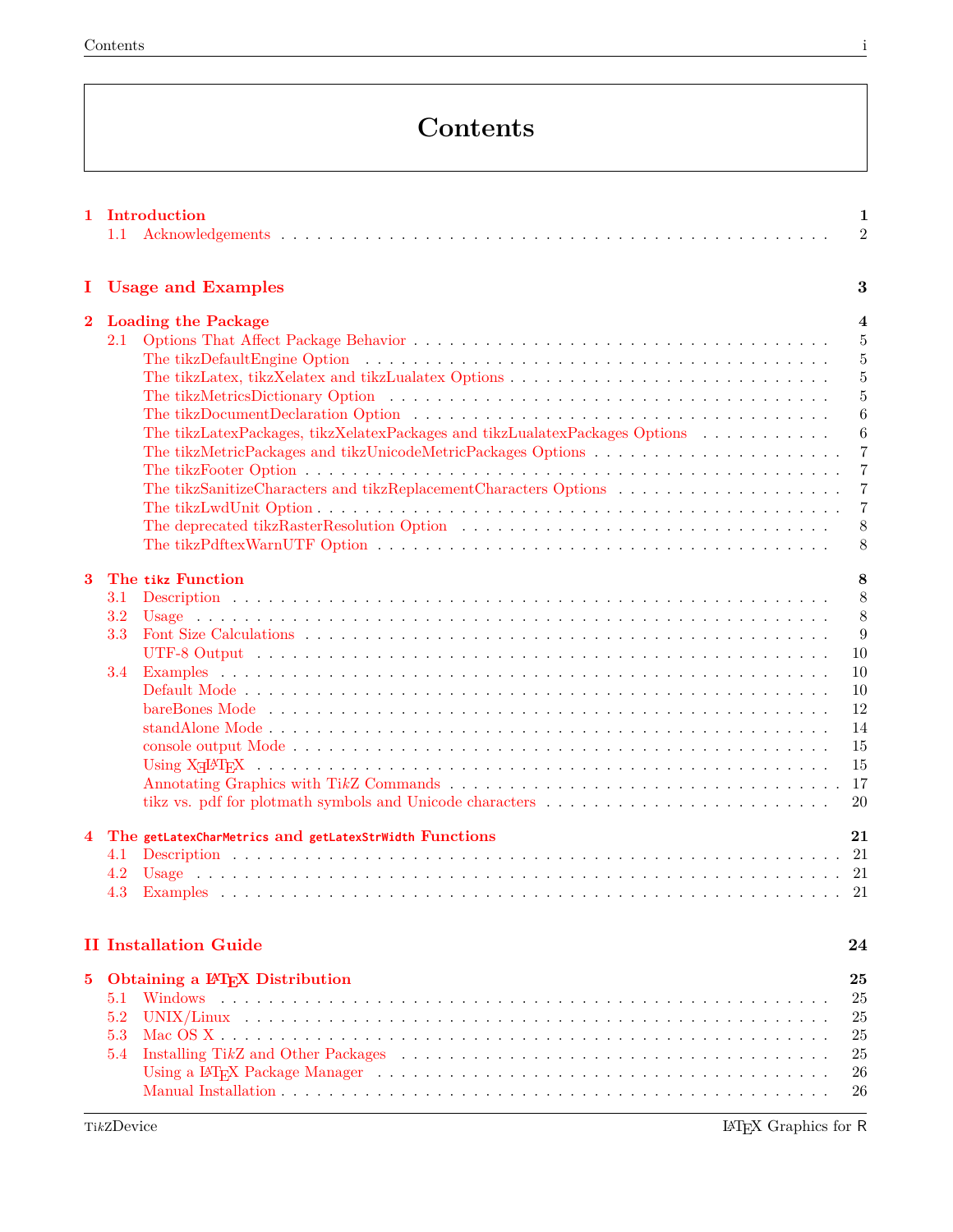# Contents

**1 Introduction** **1**
- 1.1 Acknowledgements . . . 2

**I Usage and Examples** **3**

**2 Loading the Package** **4**
- 2.1 Options That Affect Package Behavior . . . 5
  - The tikzDefaultEngine Option . . . 5
  - The tikzLatex, tikzXelatex and tikzLualatex Options . . . 5
  - The tikzMetricsDictionary Option . . . 5
  - The tikzDocumentDeclaration Option . . . 6
  - The tikzLatexPackages, tikzXelatexPackages and tikzLualatexPackages Options . . . 6
  - The tikzMetricPackages and tikzUnicodeMetricPackages Options . . . 7
  - The tikzFooter Option . . . 7
  - The tikzSanitizeCharacters and tikzReplacementCharacters Options . . . 7
  - The tikzLwdUnit Option . . . 7
  - The deprecated tikzRasterResolution Option . . . 8
  - The tikzPdftexWarnUTF Option . . . 8

**3 The `tikz` Function** **8**
- 3.1 Description . . . 8
- 3.2 Usage . . . 8
- 3.3 Font Size Calculations . . . 9
  - UTF-8 Output . . . 10
- 3.4 Examples . . . 10
  - Default Mode . . . 10
  - bareBones Mode . . . 12
  - standAlone Mode . . . 14
  - console output Mode . . . 15
  - Using XƎLaTeX . . . 15
  - Annotating Graphics with TikZ Commands . . . 17
  - tikz vs. pdf for plotmath symbols and Unicode characters . . . 20

**4 The `getLatexCharMetrics` and `getLatexStrWidth` Functions** **21**
- 4.1 Description . . . 21
- 4.2 Usage . . . 21
- 4.3 Examples . . . 21

**II Installation Guide** **24**

**5 Obtaining a LaTeX Distribution** **25**
- 5.1 Windows . . . 25
- 5.2 UNIX/Linux . . . 25
- 5.3 Mac OS X . . . 25
- 5.4 Installing TikZ and Other Packages . . . 25
  - Using a LaTeX Package Manager . . . 26
  - Manual Installation . . . 26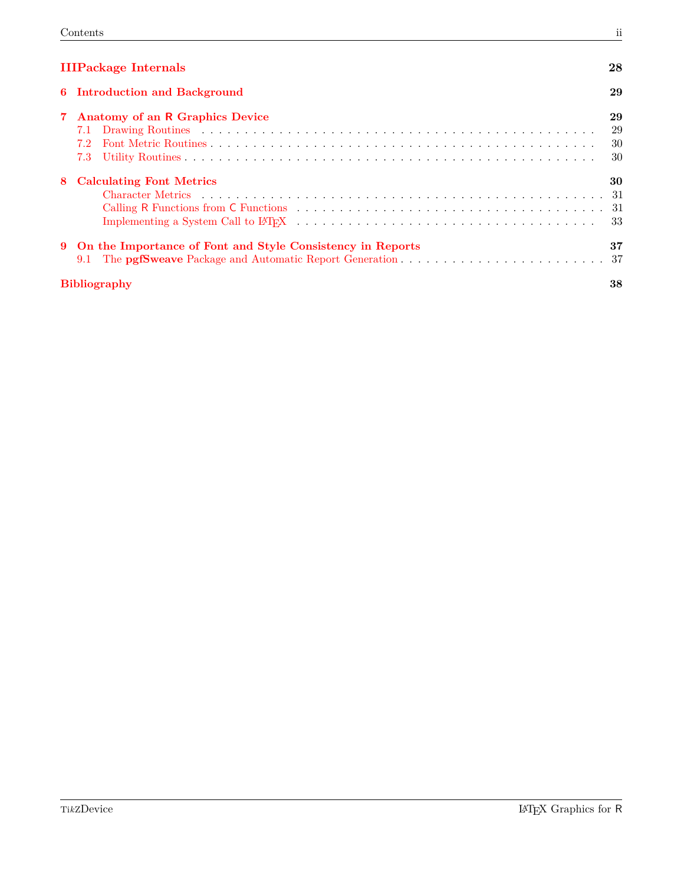**III Package Internals** **28**

**6 Introduction and Background** **29**

**7 Anatomy of an R Graphics Device** **29**

- 7.1 Drawing Routines . . . . . 29
- 7.2 Font Metric Routines . . . . . 30
- 7.3 Utility Routines . . . . . 30

**8 Calculating Font Metrics** **30**

- Character Metrics . . . . . 31
- Calling R Functions from C Functions . . . . . 31
- Implementing a System Call to LaTeX . . . . . 33

**9 On the Importance of Font and Style Consistency in Reports** **37**

- 9.1 The **pgfSweave** Package and Automatic Report Generation . . . . . 37

**Bibliography** **38**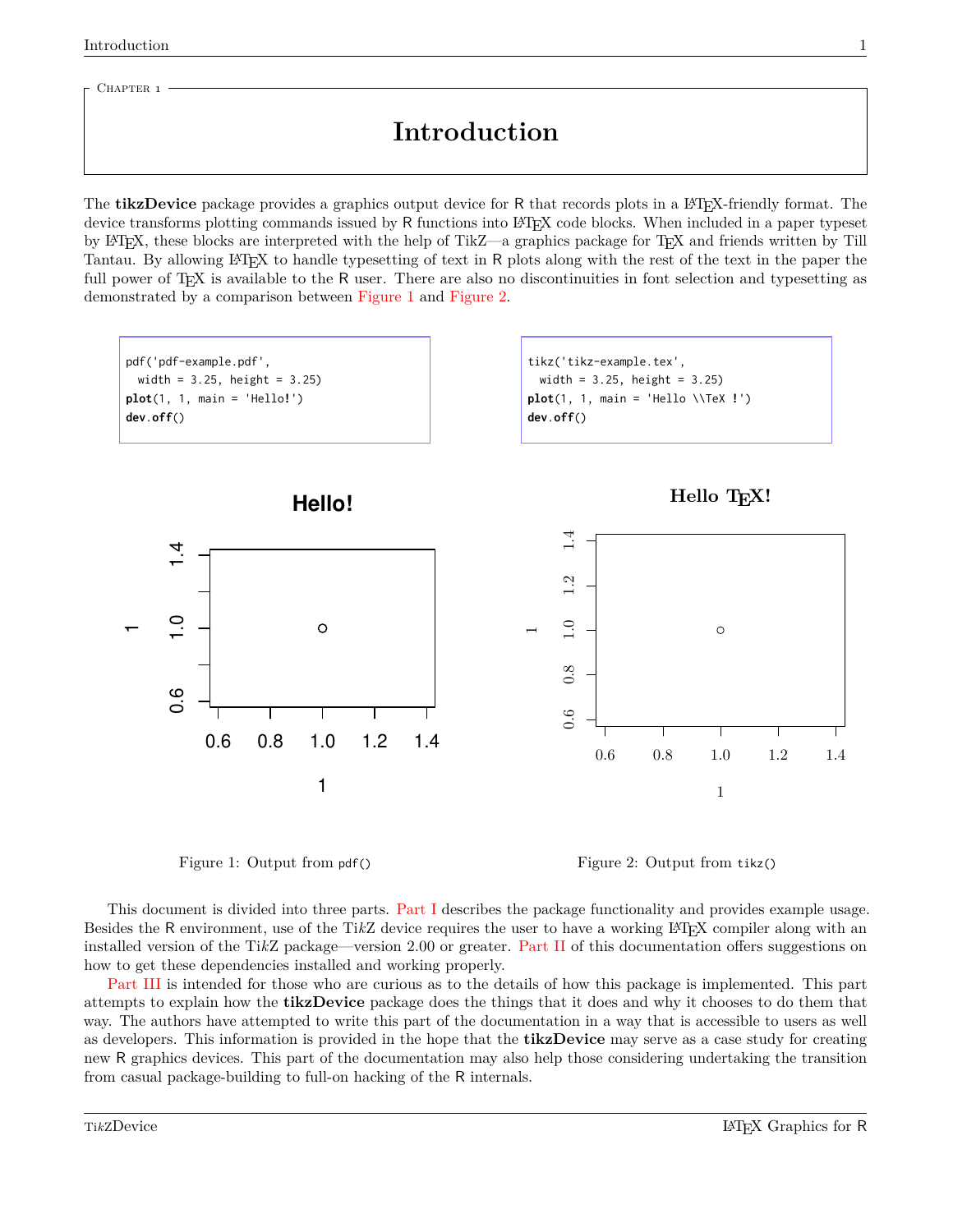Chapter 1

# Introduction

The **tikzDevice** package provides a graphics output device for R that records plots in a LaTeX-friendly format. The device transforms plotting commands issued by R functions into LaTeX code blocks. When included in a paper typeset by LaTeX, these blocks are interpreted with the help of TikZ—a graphics package for TeX and friends written by Till Tantau. By allowing LaTeX to handle typesetting of text in R plots along with the rest of the text in the paper the full power of TeX is available to the R user. There are also no discontinuities in font selection and typesetting as demonstrated by a comparison between Figure 1 and Figure 2.

```
pdf('pdf-example.pdf',
  width = 3.25, height = 3.25)
plot(1, 1, main = 'Hello!')
dev.off()
```

Figure 1: Output from `pdf()`

```
tikz('tikz-example.tex',
  width = 3.25, height = 3.25)
plot(1, 1, main = 'Hello \\TeX !')
dev.off()
```

Figure 2: Output from `tikz()`

This document is divided into three parts. Part I describes the package functionality and provides example usage. Besides the R environment, use of the Ti*k*Z device requires the user to have a working LaTeX compiler along with an installed version of the Ti*k*Z package—version 2.00 or greater. Part II of this documentation offers suggestions on how to get these dependencies installed and working properly.

Part III is intended for those who are curious as to the details of how this package is implemented. This part attempts to explain how the **tikzDevice** package does the things that it does and why it chooses to do them that way. The authors have attempted to write this part of the documentation in a way that is accessible to users as well as developers. This information is provided in the hope that the **tikzDevice** may serve as a case study for creating new R graphics devices. This part of the documentation may also help those considering undertaking the transition from casual package-building to full-on hacking of the R internals.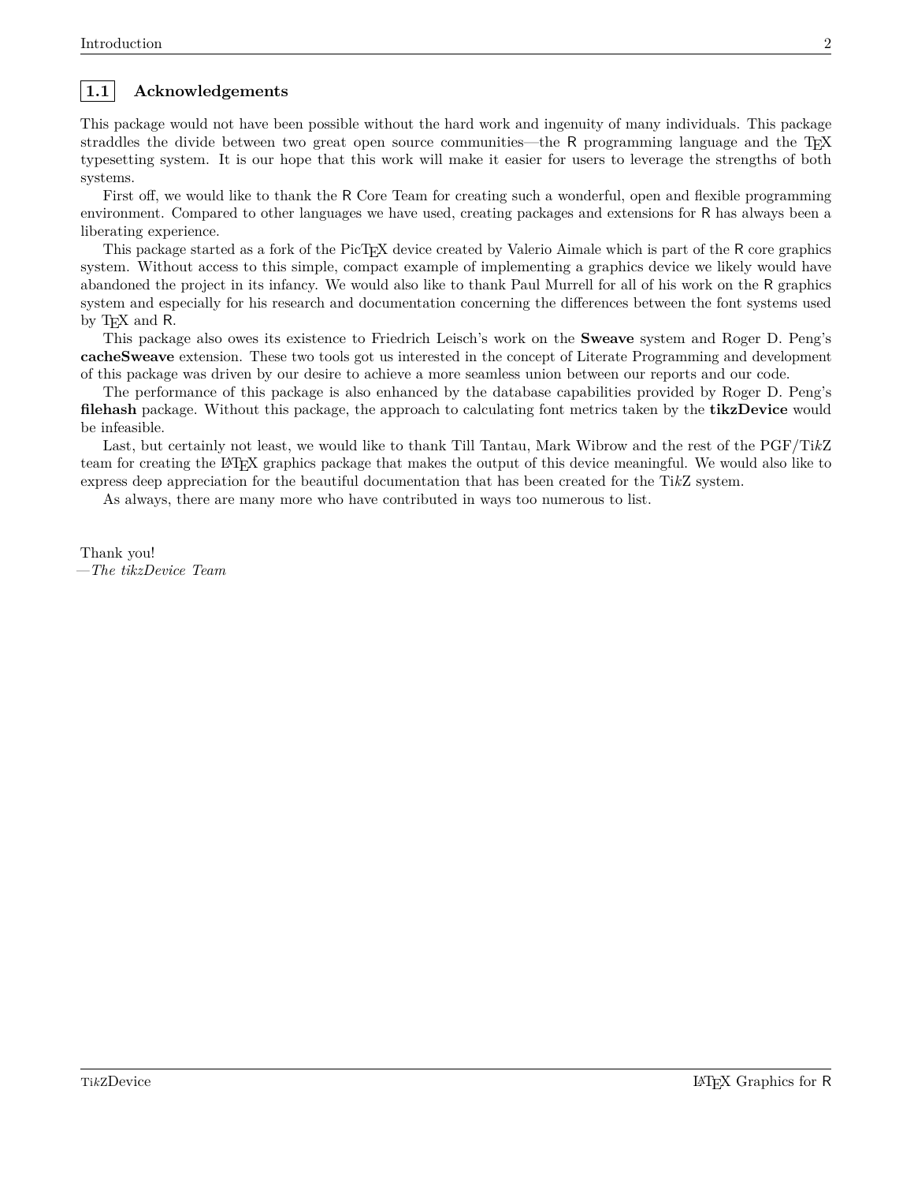## 1.1 Acknowledgements

This package would not have been possible without the hard work and ingenuity of many individuals. This package straddles the divide between two great open source communities—the R programming language and the TeX typesetting system. It is our hope that this work will make it easier for users to leverage the strengths of both systems.

First off, we would like to thank the R Core Team for creating such a wonderful, open and flexible programming environment. Compared to other languages we have used, creating packages and extensions for R has always been a liberating experience.

This package started as a fork of the PicTeX device created by Valerio Aimale which is part of the R core graphics system. Without access to this simple, compact example of implementing a graphics device we likely would have abandoned the project in its infancy. We would also like to thank Paul Murrell for all of his work on the R graphics system and especially for his research and documentation concerning the differences between the font systems used by TeX and R.

This package also owes its existence to Friedrich Leisch's work on the **Sweave** system and Roger D. Peng's **cacheSweave** extension. These two tools got us interested in the concept of Literate Programming and development of this package was driven by our desire to achieve a more seamless union between our reports and our code.

The performance of this package is also enhanced by the database capabilities provided by Roger D. Peng's **filehash** package. Without this package, the approach to calculating font metrics taken by the **tikzDevice** would be infeasible.

Last, but certainly not least, we would like to thank Till Tantau, Mark Wibrow and the rest of the PGF/Ti*k*Z team for creating the LaTeX graphics package that makes the output of this device meaningful. We would also like to express deep appreciation for the beautiful documentation that has been created for the Ti*k*Z system.

As always, there are many more who have contributed in ways too numerous to list.

Thank you!
—*The tikzDevice Team*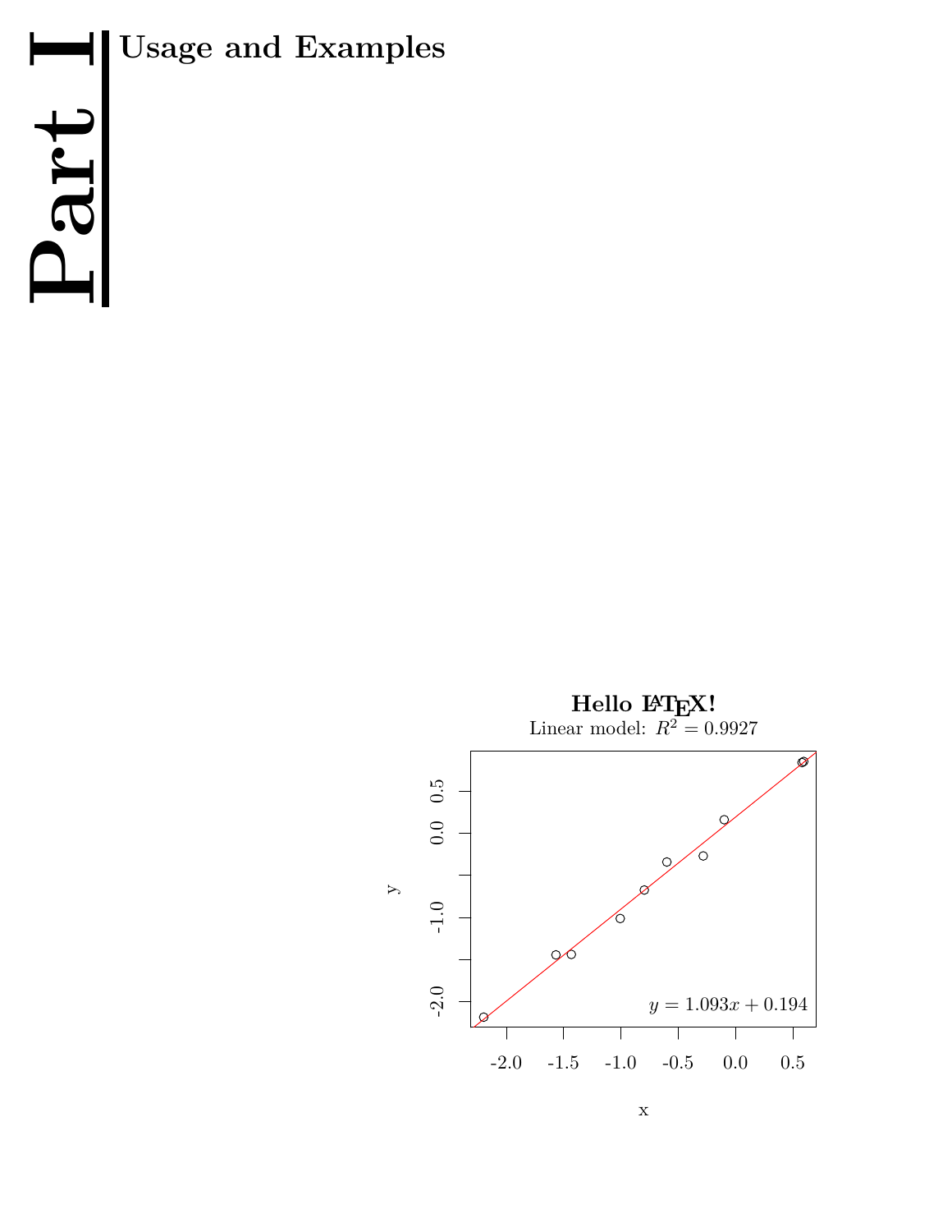# Part I Usage and Examples

**Hello LaTeX!**

Linear model: $R^2 = 0.9927$

$y = 1.093x + 0.194$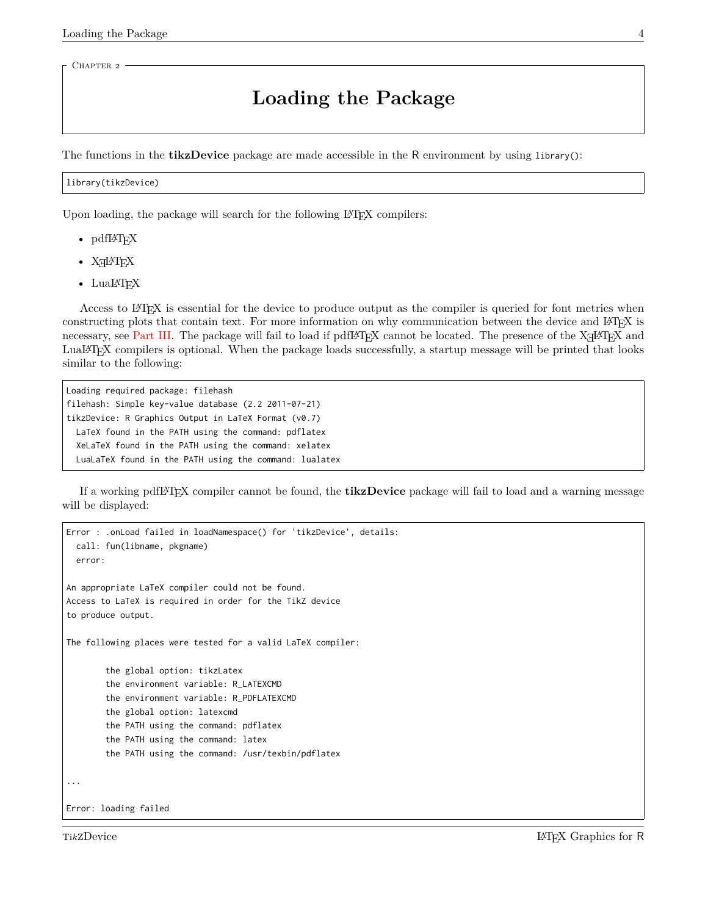Chapter 2

# Loading the Package

The functions in the **tikzDevice** package are made accessible in the R environment by using `library()`:

```
library(tikzDevice)
```

Upon loading, the package will search for the following LaTeX compilers:

- pdfLaTeX
- XeLaTeX
- LuaLaTeX

Access to LaTeX is essential for the device to produce output as the compiler is queried for font metrics when constructing plots that contain text. For more information on why communication between the device and LaTeX is necessary, see Part III. The package will fail to load if pdfLaTeX cannot be located. The presence of the XeLaTeX and LuaLaTeX compilers is optional. When the package loads successfully, a startup message will be printed that looks similar to the following:

```
Loading required package: filehash
filehash: Simple key-value database (2.2 2011-07-21)
tikzDevice: R Graphics Output in LaTeX Format (v0.7)
  LaTeX found in the PATH using the command: pdflatex
  XeLaTeX found in the PATH using the command: xelatex
  LuaLaTeX found in the PATH using the command: lualatex
```

If a working pdfLaTeX compiler cannot be found, the **tikzDevice** package will fail to load and a warning message will be displayed:

```
Error : .onLoad failed in loadNamespace() for 'tikzDevice', details:
  call: fun(libname, pkgname)
  error:

An appropriate LaTeX compiler could not be found.
Access to LaTeX is required in order for the TikZ device
to produce output.

The following places were tested for a valid LaTeX compiler:

        the global option: tikzLatex
        the environment variable: R_LATEXCMD
        the environment variable: R_PDFLATEXCMD
        the global option: latexcmd
        the PATH using the command: pdflatex
        the PATH using the command: latex
        the PATH using the command: /usr/texbin/pdflatex

...

Error: loading failed
```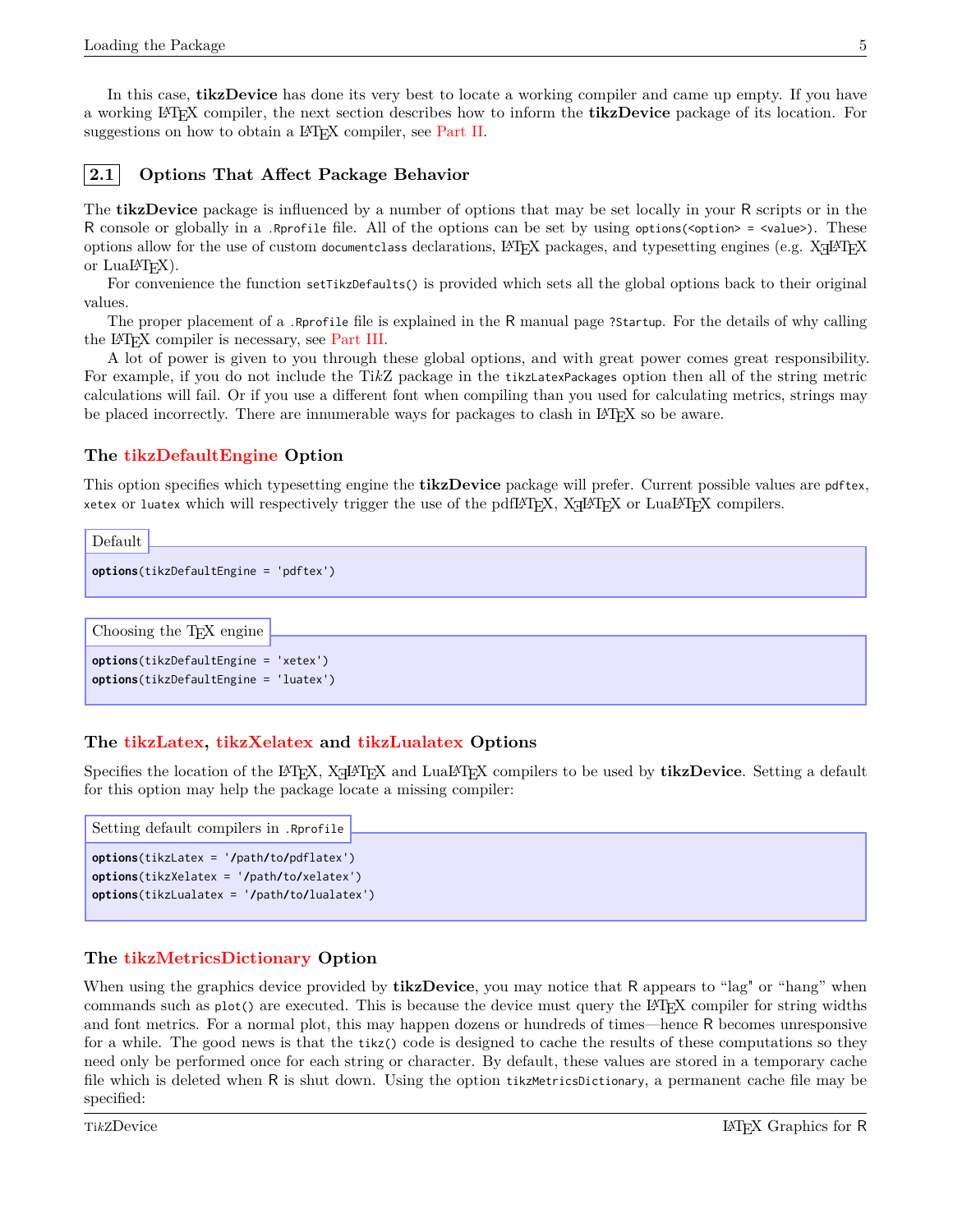In this case, **tikzDevice** has done its very best to locate a working compiler and came up empty. If you have a working LaTeX compiler, the next section describes how to inform the **tikzDevice** package of its location. For suggestions on how to obtain a LaTeX compiler, see Part II.

## 2.1 Options That Affect Package Behavior

The **tikzDevice** package is influenced by a number of options that may be set locally in your R scripts or in the R console or globally in a `.Rprofile` file. All of the options can be set by using `options(<option> = <value>)`. These options allow for the use of custom `documentclass` declarations, LaTeX packages, and typesetting engines (e.g. XeLaTeX or LuaLaTeX).

For convenience the function `setTikzDefaults()` is provided which sets all the global options back to their original values.

The proper placement of a `.Rprofile` file is explained in the R manual page `?Startup`. For the details of why calling the LaTeX compiler is necessary, see Part III.

A lot of power is given to you through these global options, and with great power comes great responsibility. For example, if you do not include the TikZ package in the `tikzLatexPackages` option then all of the string metric calculations will fail. Or if you use a different font when compiling than you used for calculating metrics, strings may be placed incorrectly. There are innumerable ways for packages to clash in LaTeX so be aware.

### The tikzDefaultEngine Option

This option specifies which typesetting engine the **tikzDevice** package will prefer. Current possible values are `pdftex`, `xetex` or `luatex` which will respectively trigger the use of the pdfLaTeX, XeLaTeX or LuaLaTeX compilers.

Default

```
options(tikzDefaultEngine = 'pdftex')
```

Choosing the TeX engine

```
options(tikzDefaultEngine = 'xetex')
options(tikzDefaultEngine = 'luatex')
```

### The tikzLatex, tikzXelatex and tikzLualatex Options

Specifies the location of the LaTeX, XeLaTeX and LuaLaTeX compilers to be used by **tikzDevice**. Setting a default for this option may help the package locate a missing compiler:

Setting default compilers in `.Rprofile`

```
options(tikzLatex = '/path/to/pdflatex')
options(tikzXelatex = '/path/to/xelatex')
options(tikzLualatex = '/path/to/lualatex')
```

### The tikzMetricsDictionary Option

When using the graphics device provided by **tikzDevice**, you may notice that R appears to "lag" or "hang" when commands such as `plot()` are executed. This is because the device must query the LaTeX compiler for string widths and font metrics. For a normal plot, this may happen dozens or hundreds of times—hence R becomes unresponsive for a while. The good news is that the `tikz()` code is designed to cache the results of these computations so they need only be performed once for each string or character. By default, these values are stored in a temporary cache file which is deleted when R is shut down. Using the option `tikzMetricsDictionary`, a permanent cache file may be specified: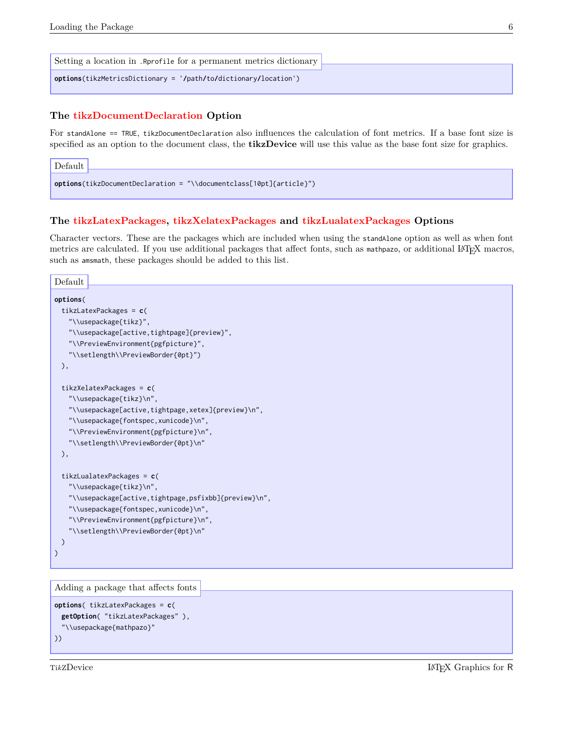Setting a location in `.Rprofile` for a permanent metrics dictionary

```
options(tikzMetricsDictionary = '/path/to/dictionary/location')
```

### The tikzDocumentDeclaration Option

For `standAlone == TRUE`, `tikzDocumentDeclaration` also influences the calculation of font metrics. If a base font size is specified as an option to the document class, the **tikzDevice** will use this value as the base font size for graphics.

Default

```
options(tikzDocumentDeclaration = "\\documentclass[10pt]{article}")
```

### The tikzLatexPackages, tikzXelatexPackages and tikzLualatexPackages Options

Character vectors. These are the packages which are included when using the `standAlone` option as well as when font metrics are calculated. If you use additional packages that affect fonts, such as `mathpazo`, or additional LaTeX macros, such as `amsmath`, these packages should be added to this list.

Default

```
options(
  tikzLatexPackages = c(
    "\\usepackage{tikz}",
    "\\usepackage[active,tightpage]{preview}",
    "\\PreviewEnvironment{pgfpicture}",
    "\\setlength\\PreviewBorder{0pt}")
  ),

  tikzXelatexPackages = c(
    "\\usepackage{tikz}\n",
    "\\usepackage[active,tightpage,xetex]{preview}\n",
    "\\usepackage{fontspec,xunicode}\n",
    "\\PreviewEnvironment{pgfpicture}\n",
    "\\setlength\\PreviewBorder{0pt}\n"
  ),

  tikzLualatexPackages = c(
    "\\usepackage{tikz}\n",
    "\\usepackage[active,tightpage,psfixbb]{preview}\n",
    "\\usepackage{fontspec,xunicode}\n",
    "\\PreviewEnvironment{pgfpicture}\n",
    "\\setlength\\PreviewBorder{0pt}\n"
  )
)
```

Adding a package that affects fonts

```
options( tikzLatexPackages = c(
  getOption( "tikzLatexPackages" ),
  "\\usepackage{mathpazo}"
))
```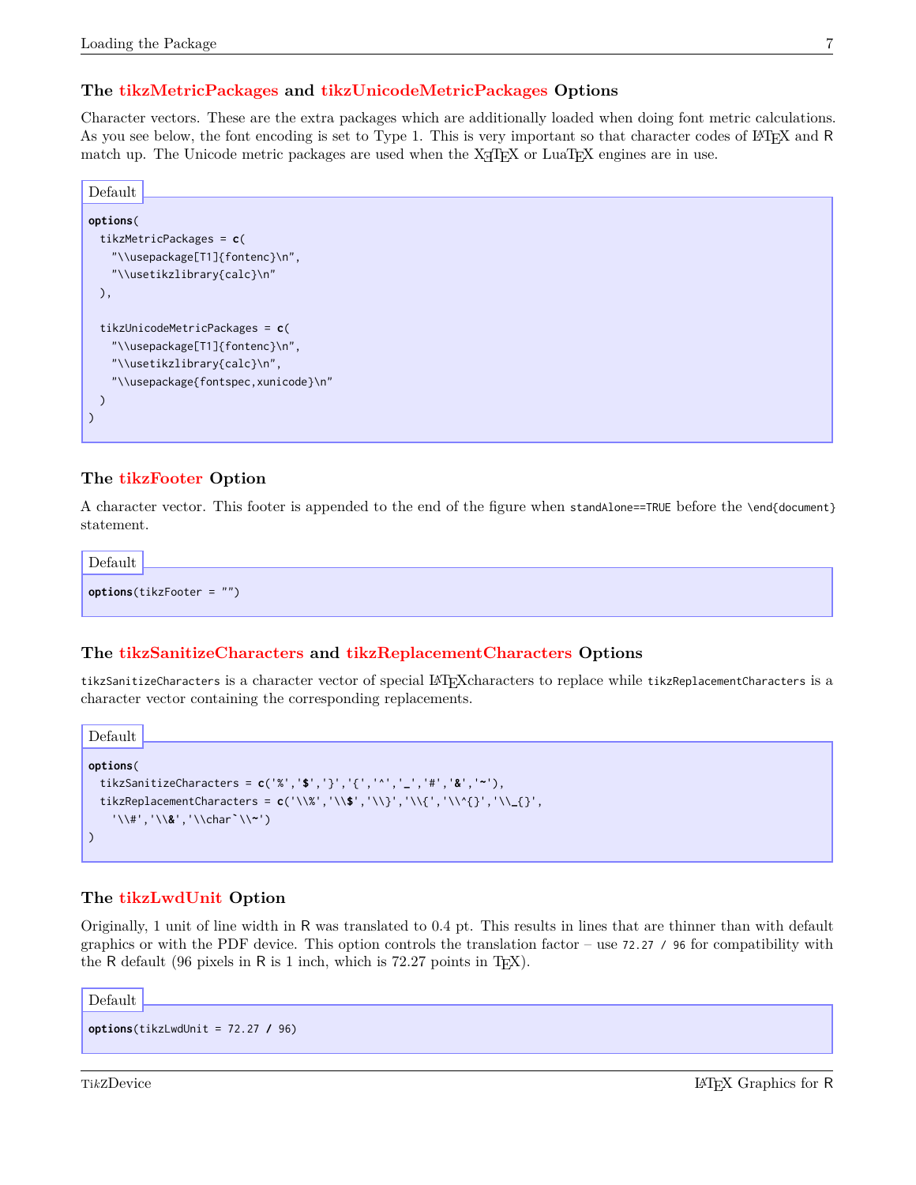### The tikzMetricPackages and tikzUnicodeMetricPackages Options

Character vectors. These are the extra packages which are additionally loaded when doing font metric calculations. As you see below, the font encoding is set to Type 1. This is very important so that character codes of LaTeX and R match up. The Unicode metric packages are used when the XeTeX or LuaTeX engines are in use.

Default

```
options(
  tikzMetricPackages = c(
    "\\usepackage[T1]{fontenc}\n",
    "\\usetikzlibrary{calc}\n"
  ),

  tikzUnicodeMetricPackages = c(
    "\\usepackage[T1]{fontenc}\n",
    "\\usetikzlibrary{calc}\n",
    "\\usepackage{fontspec,xunicode}\n"
  )
)
```

### The tikzFooter Option

A character vector. This footer is appended to the end of the figure when `standAlone==TRUE` before the `\end{document}` statement.

Default

```
options(tikzFooter = "")
```

### The tikzSanitizeCharacters and tikzReplacementCharacters Options

`tikzSanitizeCharacters` is a character vector of special LaTeXcharacters to replace while `tikzReplacementCharacters` is a character vector containing the corresponding replacements.

Default

```
options(
  tikzSanitizeCharacters = c('%','$','}','{','^','_','#','&','~'),
  tikzReplacementCharacters = c('\\%','\\$','\\}','\\{','\\^{}','\\_{}',
    '\\#','\\&','\\char`\\~')
)
```

### The tikzLwdUnit Option

Originally, 1 unit of line width in R was translated to 0.4 pt. This results in lines that are thinner than with default graphics or with the PDF device. This option controls the translation factor – use `72.27 / 96` for compatibility with the R default (96 pixels in R is 1 inch, which is 72.27 points in TeX).

Default

```
options(tikzLwdUnit = 72.27 / 96)
```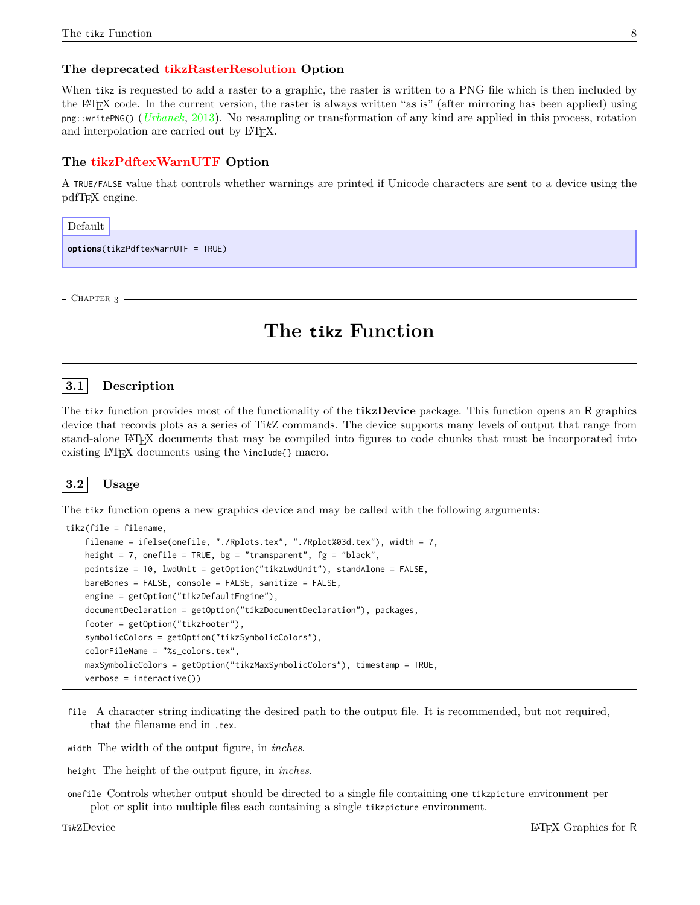### The deprecated tikzRasterResolution Option

When tikz is requested to add a raster to a graphic, the raster is written to a PNG file which is then included by the LaTeX code. In the current version, the raster is always written "as is" (after mirroring has been applied) using `png::writePNG()` (*Urbanek*, 2013). No resampling or transformation of any kind are applied in this process, rotation and interpolation are carried out by LaTeX.

### The tikzPdftexWarnUTF Option

A `TRUE/FALSE` value that controls whether warnings are printed if Unicode characters are sent to a device using the pdfTeX engine.

Default

```
options(tikzPdftexWarnUTF = TRUE)
```

Chapter 3

# The tikz Function

## 3.1 Description

The tikz function provides most of the functionality of the **tikzDevice** package. This function opens an R graphics device that records plots as a series of TikZ commands. The device supports many levels of output that range from stand-alone LaTeX documents that may be compiled into figures to code chunks that must be incorporated into existing LaTeX documents using the `\include{}` macro.

## 3.2 Usage

The tikz function opens a new graphics device and may be called with the following arguments:

```
tikz(file = filename,
    filename = ifelse(onefile, "./Rplots.tex", "./Rplot%03d.tex"), width = 7,
    height = 7, onefile = TRUE, bg = "transparent", fg = "black",
    pointsize = 10, lwdUnit = getOption("tikzLwdUnit"), standAlone = FALSE,
    bareBones = FALSE, console = FALSE, sanitize = FALSE,
    engine = getOption("tikzDefaultEngine"),
    documentDeclaration = getOption("tikzDocumentDeclaration"), packages,
    footer = getOption("tikzFooter"),
    symbolicColors = getOption("tikzSymbolicColors"),
    colorFileName = "%s_colors.tex",
    maxSymbolicColors = getOption("tikzMaxSymbolicColors"), timestamp = TRUE,
    verbose = interactive())
```

`file` A character string indicating the desired path to the output file. It is recommended, but not required, that the filename end in `.tex`.

`width` The width of the output figure, in *inches*.

`height` The height of the output figure, in *inches*.

`onefile` Controls whether output should be directed to a single file containing one `tikzpicture` environment per plot or split into multiple files each containing a single `tikzpicture` environment.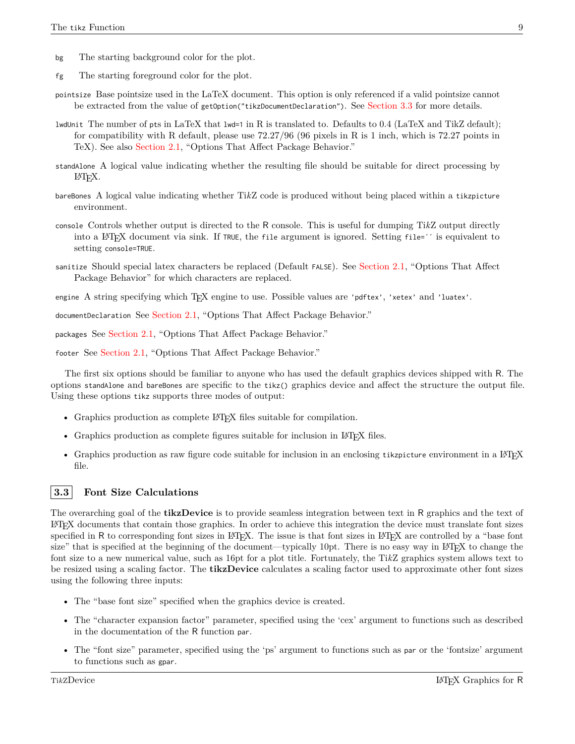`bg` The starting background color for the plot.

`fg` The starting foreground color for the plot.

`pointsize` Base pointsize used in the LaTeX document. This option is only referenced if a valid pointsize cannot be extracted from the value of `getOption("tikzDocumentDeclaration")`. See Section 3.3 for more details.

`lwdUnit` The number of `pts` in LaTeX that `lwd=1` in R is translated to. Defaults to 0.4 (LaTeX and TikZ default); for compatibility with R default, please use 72.27/96 (96 pixels in R is 1 inch, which is 72.27 points in TeX). See also Section 2.1, "Options That Affect Package Behavior."

`standAlone` A logical value indicating whether the resulting file should be suitable for direct processing by LaTeX.

`bareBones` A logical value indicating whether Ti*k*Z code is produced without being placed within a `tikzpicture` environment.

`console` Controls whether output is directed to the R console. This is useful for dumping Ti*k*Z output directly into a LaTeX document via sink. If `TRUE`, the `file` argument is ignored. Setting `file=´´` is equivalent to setting `console=TRUE`.

`sanitize` Should special latex characters be replaced (Default `FALSE`). See Section 2.1, "Options That Affect Package Behavior" for which characters are replaced.

`engine` A string specifying which TeX engine to use. Possible values are `'pdftex'`, `'xetex'` and `'luatex'`.

`documentDeclaration` See Section 2.1, "Options That Affect Package Behavior."

`packages` See Section 2.1, "Options That Affect Package Behavior."

`footer` See Section 2.1, "Options That Affect Package Behavior."

The first six options should be familiar to anyone who has used the default graphics devices shipped with R. The options `standAlone` and `bareBones` are specific to the `tikz()` graphics device and affect the structure the output file. Using these options `tikz` supports three modes of output:

- Graphics production as complete LaTeX files suitable for compilation.
- Graphics production as complete figures suitable for inclusion in LaTeX files.
- Graphics production as raw figure code suitable for inclusion in an enclosing `tikzpicture` environment in a LaTeX file.

## 3.3 Font Size Calculations

The overarching goal of the **tikzDevice** is to provide seamless integration between text in R graphics and the text of LaTeX documents that contain those graphics. In order to achieve this integration the device must translate font sizes specified in R to corresponding font sizes in LaTeX. The issue is that font sizes in LaTeX are controlled by a "base font size" that is specified at the beginning of the document—typically 10pt. There is no easy way in LaTeX to change the font size to a new numerical value, such as 16pt for a plot title. Fortunately, the Ti*k*Z graphics system allows text to be resized using a scaling factor. The **tikzDevice** calculates a scaling factor used to approximate other font sizes using the following three inputs:

- The "base font size" specified when the graphics device is created.
- The "character expansion factor" parameter, specified using the 'cex' argument to functions such as described in the documentation of the R function `par`.
- The "font size" parameter, specified using the 'ps' argument to functions such as `par` or the 'fontsize' argument to functions such as `gpar`.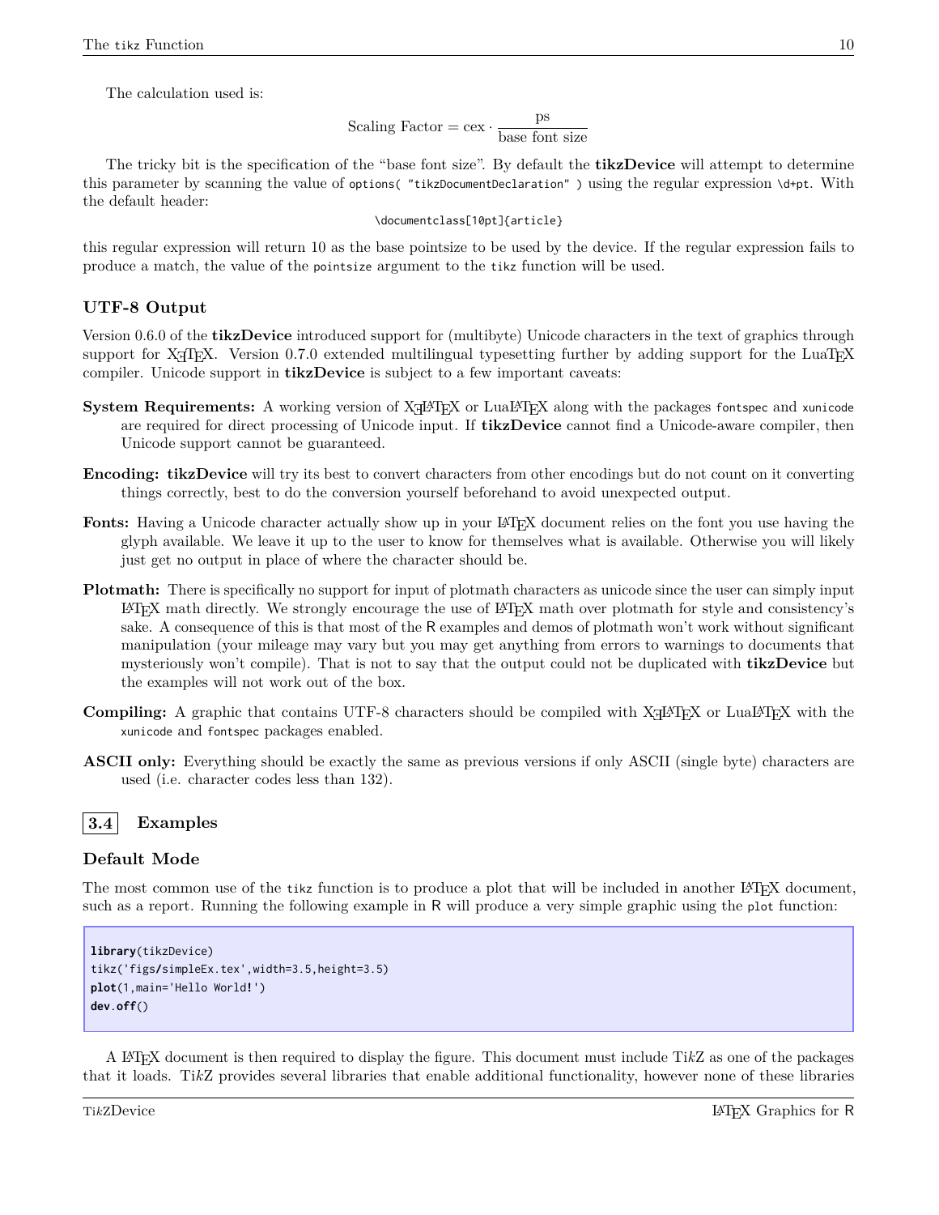The calculation used is:

$$\text{Scaling Factor} = \text{cex} \cdot \frac{\text{ps}}{\text{base font size}}$$

The tricky bit is the specification of the "base font size". By default the **tikzDevice** will attempt to determine this parameter by scanning the value of `options( "tikzDocumentDeclaration" )` using the regular expression `\d+pt`. With the default header:

```
\documentclass[10pt]{article}
```

this regular expression will return 10 as the base pointsize to be used by the device. If the regular expression fails to produce a match, the value of the `pointsize` argument to the `tikz` function will be used.

### UTF-8 Output

Version 0.6.0 of the **tikzDevice** introduced support for (multibyte) Unicode characters in the text of graphics through support for XƎTEX. Version 0.7.0 extended multilingual typesetting further by adding support for the LuaTEX compiler. Unicode support in **tikzDevice** is subject to a few important caveats:

**System Requirements:** A working version of XƎLATEX or LuaLATEX along with the packages `fontspec` and `xunicode` are required for direct processing of Unicode input. If **tikzDevice** cannot find a Unicode-aware compiler, then Unicode support cannot be guaranteed.

**Encoding:** **tikzDevice** will try its best to convert characters from other encodings but do not count on it converting things correctly, best to do the conversion yourself beforehand to avoid unexpected output.

**Fonts:** Having a Unicode character actually show up in your LATEX document relies on the font you use having the glyph available. We leave it up to the user to know for themselves what is available. Otherwise you will likely just get no output in place of where the character should be.

**Plotmath:** There is specifically no support for input of plotmath characters as unicode since the user can simply input LATEX math directly. We strongly encourage the use of LATEX math over plotmath for style and consistency's sake. A consequence of this is that most of the R examples and demos of plotmath won't work without significant manipulation (your mileage may vary but you may get anything from errors to warnings to documents that mysteriously won't compile). That is not to say that the output could not be duplicated with **tikzDevice** but the examples will not work out of the box.

**Compiling:** A graphic that contains UTF-8 characters should be compiled with XƎLATEX or LuaLATEX with the `xunicode` and `fontspec` packages enabled.

**ASCII only:** Everything should be exactly the same as previous versions if only ASCII (single byte) characters are used (i.e. character codes less than 132).

## 3.4 Examples

### Default Mode

The most common use of the `tikz` function is to produce a plot that will be included in another LATEX document, such as a report. Running the following example in R will produce a very simple graphic using the `plot` function:

```
library(tikzDevice)
tikz('figs/simpleEx.tex',width=3.5,height=3.5)
plot(1,main='Hello World!')
dev.off()
```

A LATEX document is then required to display the figure. This document must include Ti*k*Z as one of the packages that it loads. Ti*k*Z provides several libraries that enable additional functionality, however none of these libraries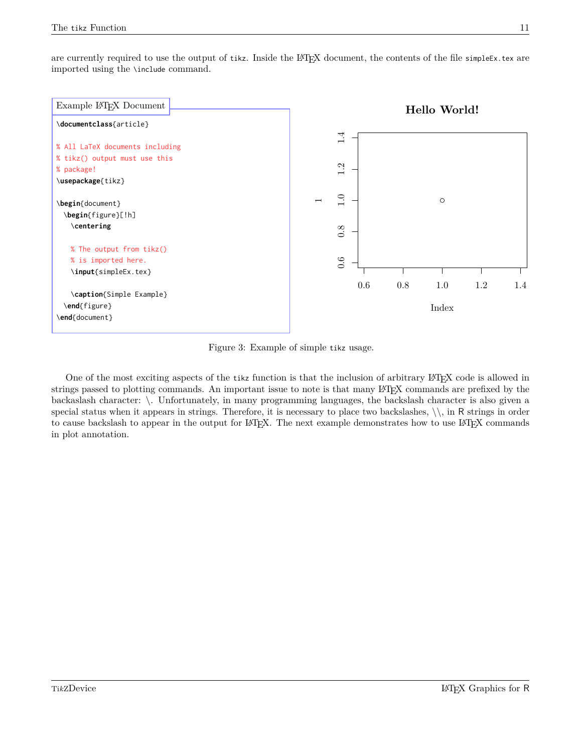are currently required to use the output of `tikz`. Inside the LaTeX document, the contents of the file `simpleEx.tex` are imported using the `\include` command.

Example LaTeX Document

```
\documentclass{article}

% All LaTeX documents including
% tikz() output must use this
% package!
\usepackage{tikz}

\begin{document}
  \begin{figure}[!h]
    \centering

    % The output from tikz()
    % is imported here.
    \input{simpleEx.tex}

    \caption{Simple Example}
  \end{figure}
\end{document}
```

Figure 3: Example of simple `tikz` usage.

One of the most exciting aspects of the `tikz` function is that the inclusion of arbitrary LaTeX code is allowed in strings passed to plotting commands. An important issue to note is that many LaTeX commands are prefixed by the backaslash character: \. Unfortunately, in many programming languages, the backslash character is also given a special status when it appears in strings. Therefore, it is necessary to place two backslashes, \\, in R strings in order to cause backslash to appear in the output for LaTeX. The next example demonstrates how to use LaTeX commands in plot annotation.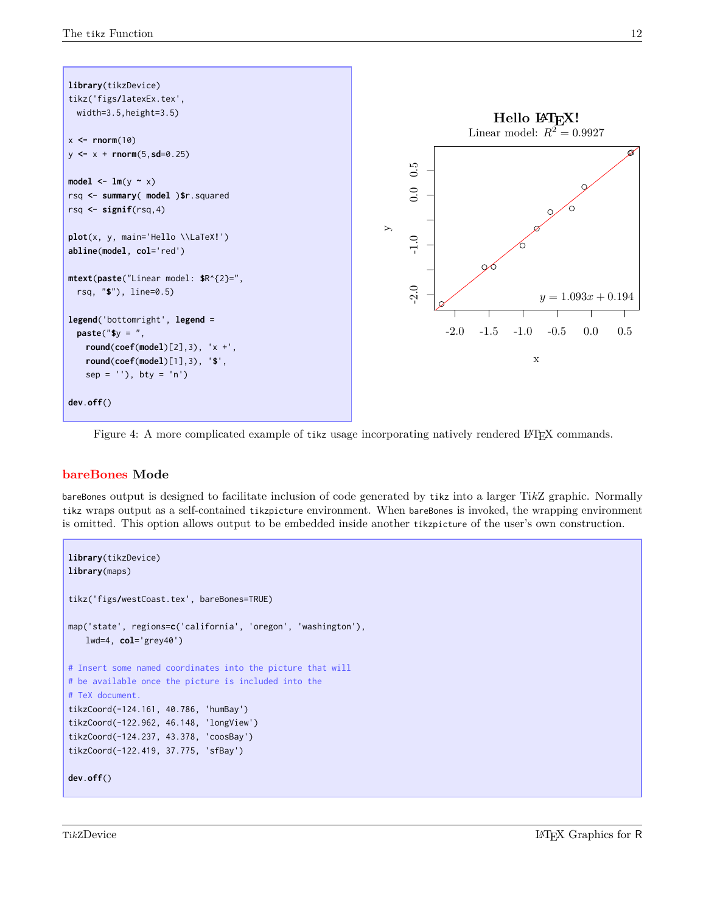```r
library(tikzDevice)
tikz('figs/latexEx.tex',
  width=3.5,height=3.5)

x <- rnorm(10)
y <- x + rnorm(5,sd=0.25)

model <- lm(y ~ x)
rsq <- summary( model )$r.squared
rsq <- signif(rsq,4)

plot(x, y, main='Hello \\LaTeX!')
abline(model, col='red')

mtext(paste("Linear model: $R^{2}=",
  rsq, "$"), line=0.5)

legend('bottomright', legend =
  paste("$y = ",
    round(coef(model)[2],3), 'x +',
    round(coef(model)[1],3), '$',
    sep = ''), bty = 'n')

dev.off()
```

Figure 4: A more complicated example of tikz usage incorporating natively rendered LaTeX commands.

## bareBones Mode

bareBones output is designed to facilitate inclusion of code generated by tikz into a larger Ti*k*Z graphic. Normally tikz wraps output as a self-contained tikzpicture environment. When bareBones is invoked, the wrapping environment is omitted. This option allows output to be embedded inside another tikzpicture of the user's own construction.

```r
library(tikzDevice)
library(maps)

tikz('figs/westCoast.tex', bareBones=TRUE)

map('state', regions=c('california', 'oregon', 'washington'),
    lwd=4, col='grey40')

# Insert some named coordinates into the picture that will
# be available once the picture is included into the
# TeX document.
tikzCoord(-124.161, 40.786, 'humBay')
tikzCoord(-122.962, 46.148, 'longView')
tikzCoord(-124.237, 43.378, 'coosBay')
tikzCoord(-122.419, 37.775, 'sfBay')

dev.off()
```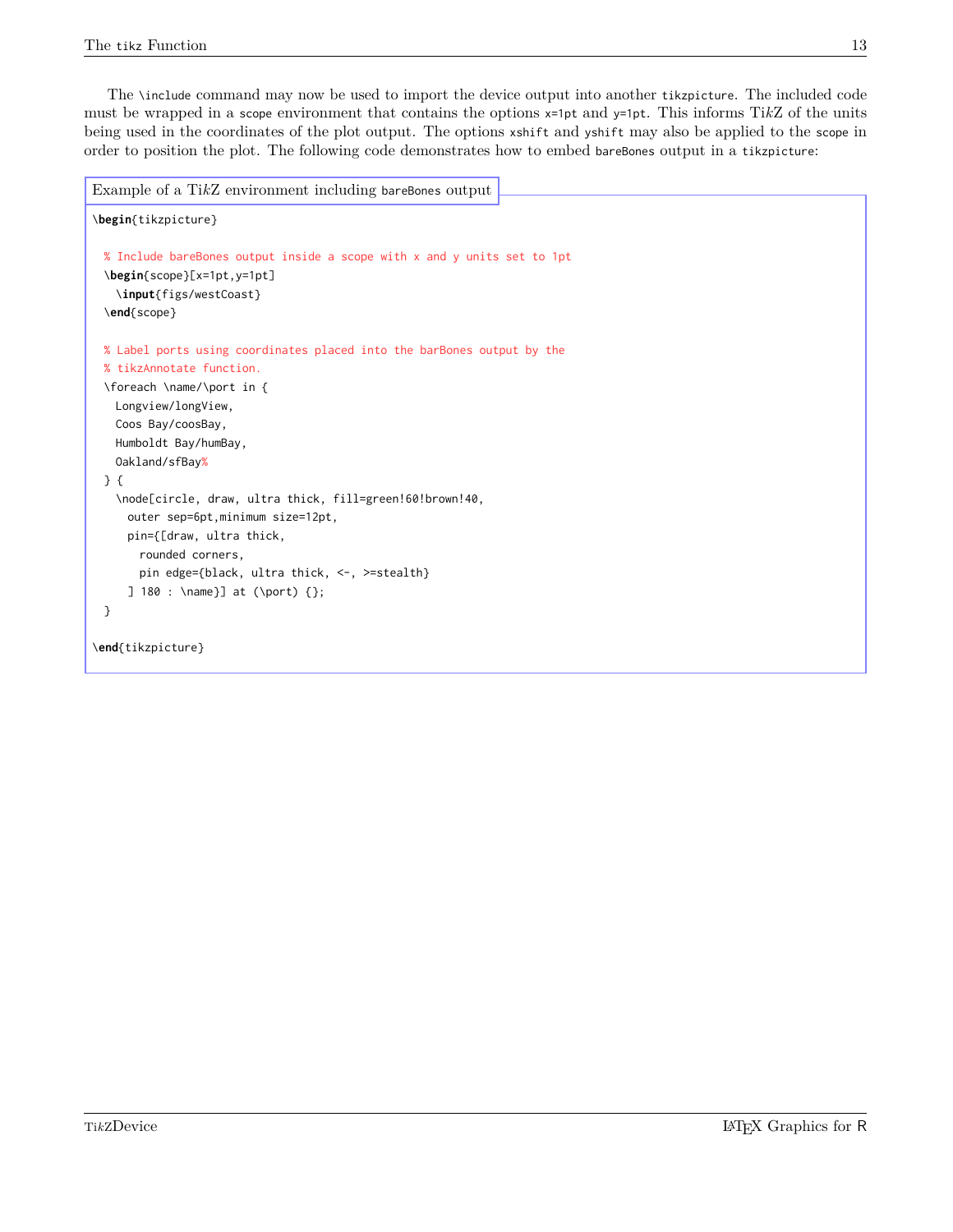The `\include` command may now be used to import the device output into another `tikzpicture`. The included code must be wrapped in a `scope` environment that contains the options `x=1pt` and `y=1pt`. This informs Ti*k*Z of the units being used in the coordinates of the plot output. The options `xshift` and `yshift` may also be applied to the `scope` in order to position the plot. The following code demonstrates how to embed `bareBones` output in a `tikzpicture`:

Example of a Ti*k*Z environment including `bareBones` output

```
\begin{tikzpicture}

  % Include bareBones output inside a scope with x and y units set to 1pt
  \begin{scope}[x=1pt,y=1pt]
    \input{figs/westCoast}
  \end{scope}

  % Label ports using coordinates placed into the barBones output by the
  % tikzAnnotate function.
  \foreach \name/\port in {
    Longview/longView,
    Coos Bay/coosBay,
    Humboldt Bay/humBay,
    Oakland/sfBay%
  } {
    \node[circle, draw, ultra thick, fill=green!60!brown!40,
      outer sep=6pt,minimum size=12pt,
      pin={[draw, ultra thick,
        rounded corners,
        pin edge={black, ultra thick, <-, >=stealth}
      ] 180 : \name}] at (\port) {};
  }

\end{tikzpicture}
```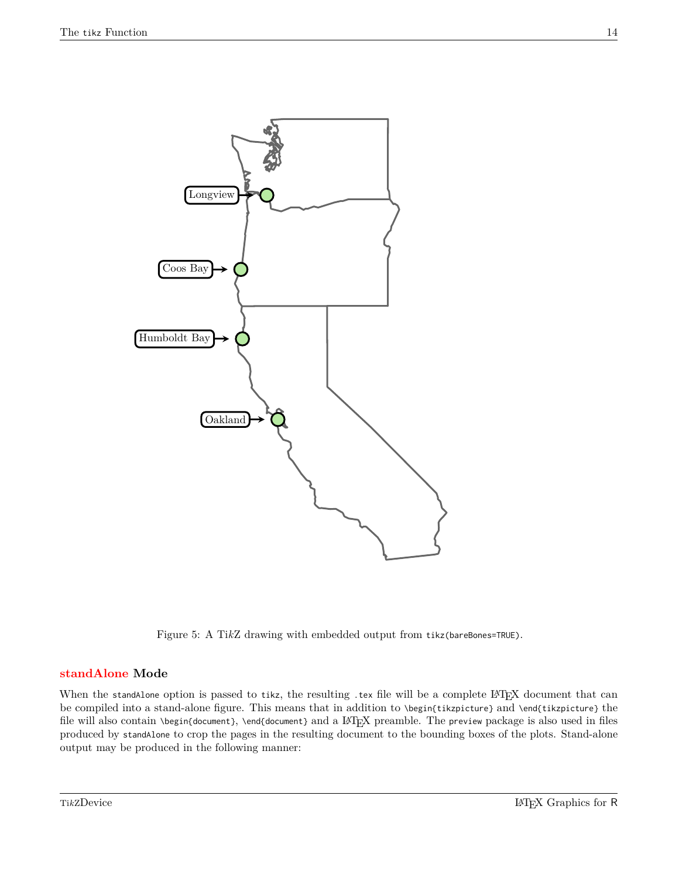Figure 5: A Ti*k*Z drawing with embedded output from `tikz(bareBones=TRUE)`.

### standAlone Mode

When the `standAlone` option is passed to `tikz`, the resulting `.tex` file will be a complete LaTeX document that can be compiled into a stand-alone figure. This means that in addition to `\begin{tikzpicture}` and `\end{tikzpicture}` the file will also contain `\begin{document}`, `\end{document}` and a LaTeX preamble. The `preview` package is also used in files produced by `standAlone` to crop the pages in the resulting document to the bounding boxes of the plots. Stand-alone output may be produced in the following manner: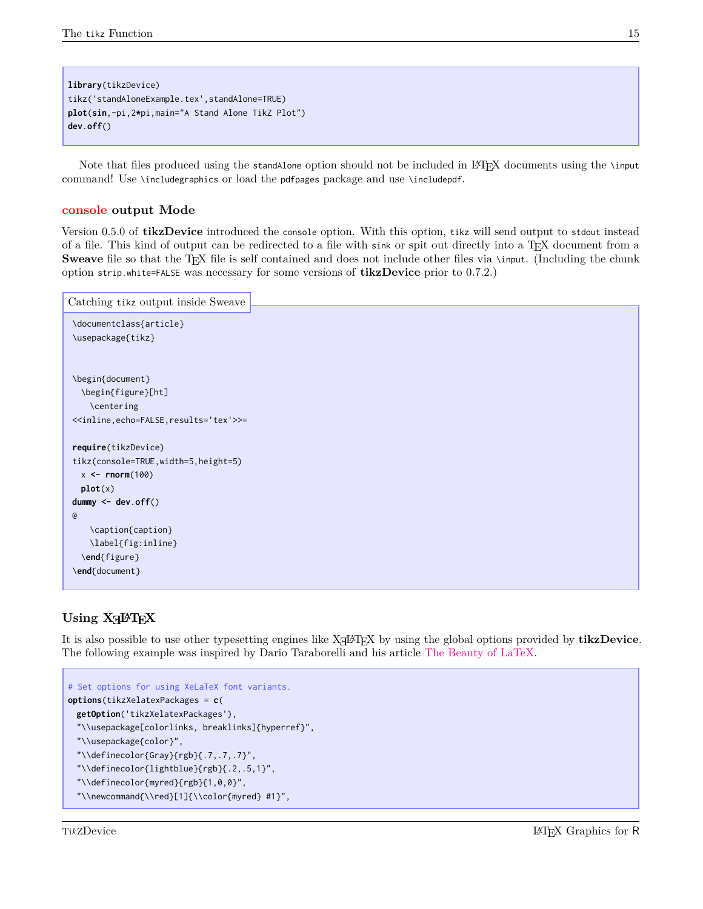```
library(tikzDevice)
tikz('standAloneExample.tex',standAlone=TRUE)
plot(sin,-pi,2*pi,main="A Stand Alone TikZ Plot")
dev.off()
```

Note that files produced using the `standAlone` option should not be included in LaTeX documents using the `\input` command! Use `\includegraphics` or load the `pdfpages` package and use `\includepdf`.

### console output Mode

Version 0.5.0 of **tikzDevice** introduced the `console` option. With this option, `tikz` will send output to `stdout` instead of a file. This kind of output can be redirected to a file with `sink` or spit out directly into a TeX document from a **Sweave** file so that the TeX file is self contained and does not include other files via `\input`. (Including the chunk option `strip.white=FALSE` was necessary for some versions of **tikzDevice** prior to 0.7.2.)

Catching `tikz` output inside Sweave

```
\documentclass{article}
\usepackage{tikz}


\begin{document}
  \begin{figure}[ht]
    \centering
<<inline,echo=FALSE,results='tex'>>=

require(tikzDevice)
tikz(console=TRUE,width=5,height=5)
  x <- rnorm(100)
  plot(x)
dummy <- dev.off()
@
    \caption{caption}
    \label{fig:inline}
  \end{figure}
\end{document}
```

### Using XeLaTeX

It is also possible to use other typesetting engines like XeLaTeX by using the global options provided by **tikzDevice**. The following example was inspired by Dario Taraborelli and his article The Beauty of LaTeX.

```
# Set options for using XeLaTeX font variants.
options(tikzXelatexPackages = c(
  getOption('tikzXelatexPackages'),
  "\\usepackage[colorlinks, breaklinks]{hyperref}",
  "\\usepackage{color}",
  "\\definecolor{Gray}{rgb}{.7,.7,.7}",
  "\\definecolor{lightblue}{rgb}{.2,.5,1}",
  "\\definecolor{myred}{rgb}{1,0,0}",
  "\\newcommand{\\red}[1]{\\color{myred} #1}",
```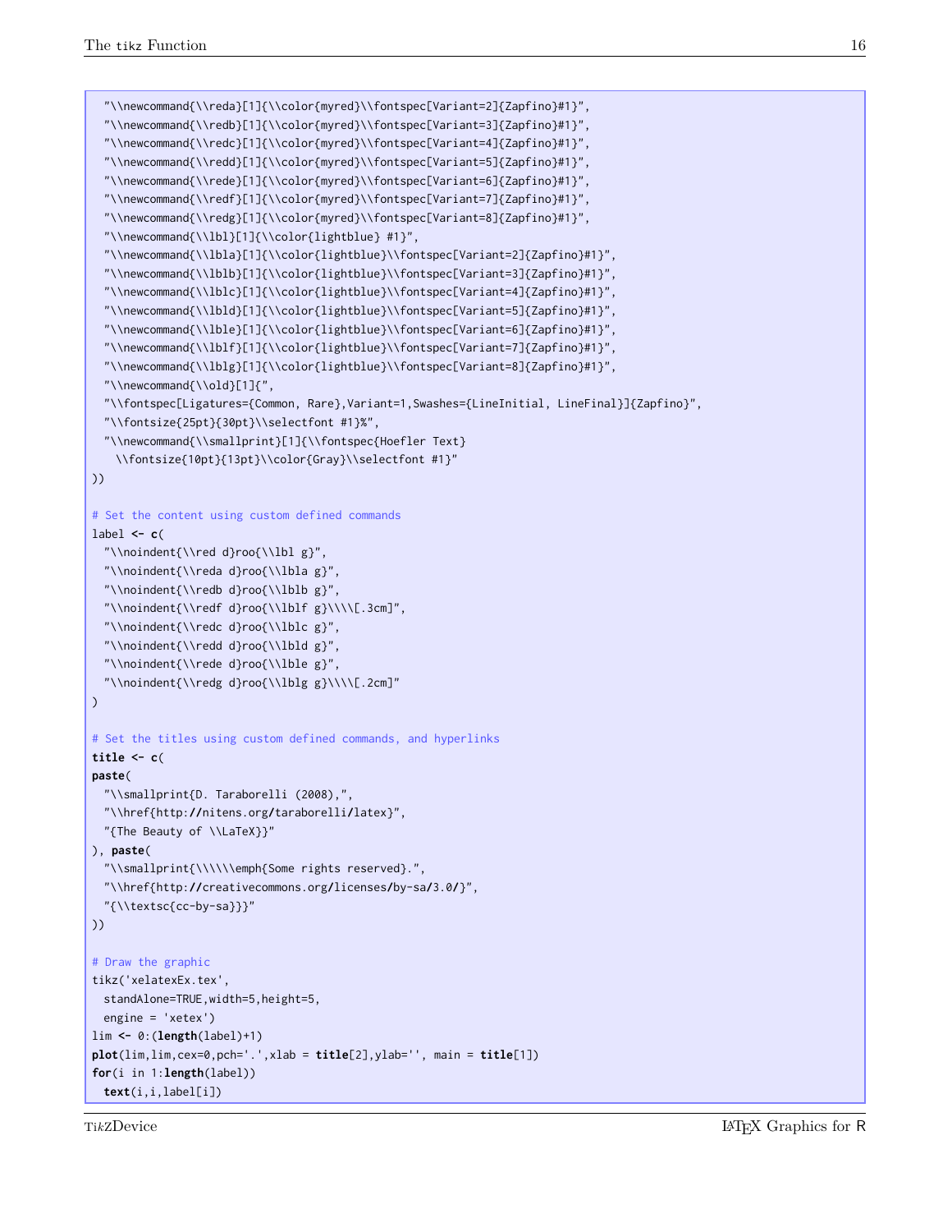```
  "\\newcommand{\\reda}[1]{\\color{myred}\\fontspec[Variant=2]{Zapfino}#1}",
  "\\newcommand{\\redb}[1]{\\color{myred}\\fontspec[Variant=3]{Zapfino}#1}",
  "\\newcommand{\\redc}[1]{\\color{myred}\\fontspec[Variant=4]{Zapfino}#1}",
  "\\newcommand{\\redd}[1]{\\color{myred}\\fontspec[Variant=5]{Zapfino}#1}",
  "\\newcommand{\\rede}[1]{\\color{myred}\\fontspec[Variant=6]{Zapfino}#1}",
  "\\newcommand{\\redf}[1]{\\color{myred}\\fontspec[Variant=7]{Zapfino}#1}",
  "\\newcommand{\\redg}[1]{\\color{myred}\\fontspec[Variant=8]{Zapfino}#1}",
  "\\newcommand{\\lbl}[1]{\\color{lightblue} #1}",
  "\\newcommand{\\lbla}[1]{\\color{lightblue}\\fontspec[Variant=2]{Zapfino}#1}",
  "\\newcommand{\\lblb}[1]{\\color{lightblue}\\fontspec[Variant=3]{Zapfino}#1}",
  "\\newcommand{\\lblc}[1]{\\color{lightblue}\\fontspec[Variant=4]{Zapfino}#1}",
  "\\newcommand{\\lbld}[1]{\\color{lightblue}\\fontspec[Variant=5]{Zapfino}#1}",
  "\\newcommand{\\lble}[1]{\\color{lightblue}\\fontspec[Variant=6]{Zapfino}#1}",
  "\\newcommand{\\lblf}[1]{\\color{lightblue}\\fontspec[Variant=7]{Zapfino}#1}",
  "\\newcommand{\\lblg}[1]{\\color{lightblue}\\fontspec[Variant=8]{Zapfino}#1}",
  "\\newcommand{\\old}[1]{",
  "\\fontspec[Ligatures={Common, Rare},Variant=1,Swashes={LineInitial, LineFinal}]{Zapfino}",
  "\\fontsize{25pt}{30pt}\\selectfont #1}%",
  "\\newcommand{\\smallprint}[1]{\\fontspec{Hoefler Text}
    \\fontsize{10pt}{13pt}\\color{Gray}\\selectfont #1}"
))

# Set the content using custom defined commands
label <- c(
  "\\noindent{\\red d}roo{\\lbl g}",
  "\\noindent{\\reda d}roo{\\lbla g}",
  "\\noindent{\\redb d}roo{\\lblb g}",
  "\\noindent{\\redf d}roo{\\lblf g}\\\\[.3cm]",
  "\\noindent{\\redc d}roo{\\lblc g}",
  "\\noindent{\\redd d}roo{\\lbld g}",
  "\\noindent{\\rede d}roo{\\lble g}",
  "\\noindent{\\redg d}roo{\\lblg g}\\\\[.2cm]"
)

# Set the titles using custom defined commands, and hyperlinks
title <- c(
paste(
  "\\smallprint{D. Taraborelli (2008),",
  "\\href{http://nitens.org/taraborelli/latex}",
  "{The Beauty of \\LaTeX}}"
), paste(
  "\\smallprint{\\\\\\emph{Some rights reserved}.",
  "\\href{http://creativecommons.org/licenses/by-sa/3.0/}",
  "{\\textsc{cc-by-sa}}}"
))

# Draw the graphic
tikz('xelatexEx.tex',
  standAlone=TRUE,width=5,height=5,
  engine = 'xetex')
lim <- 0:(length(label)+1)
plot(lim,lim,cex=0,pch='.',xlab = title[2],ylab='', main = title[1])
for(i in 1:length(label))
  text(i,i,label[i])
```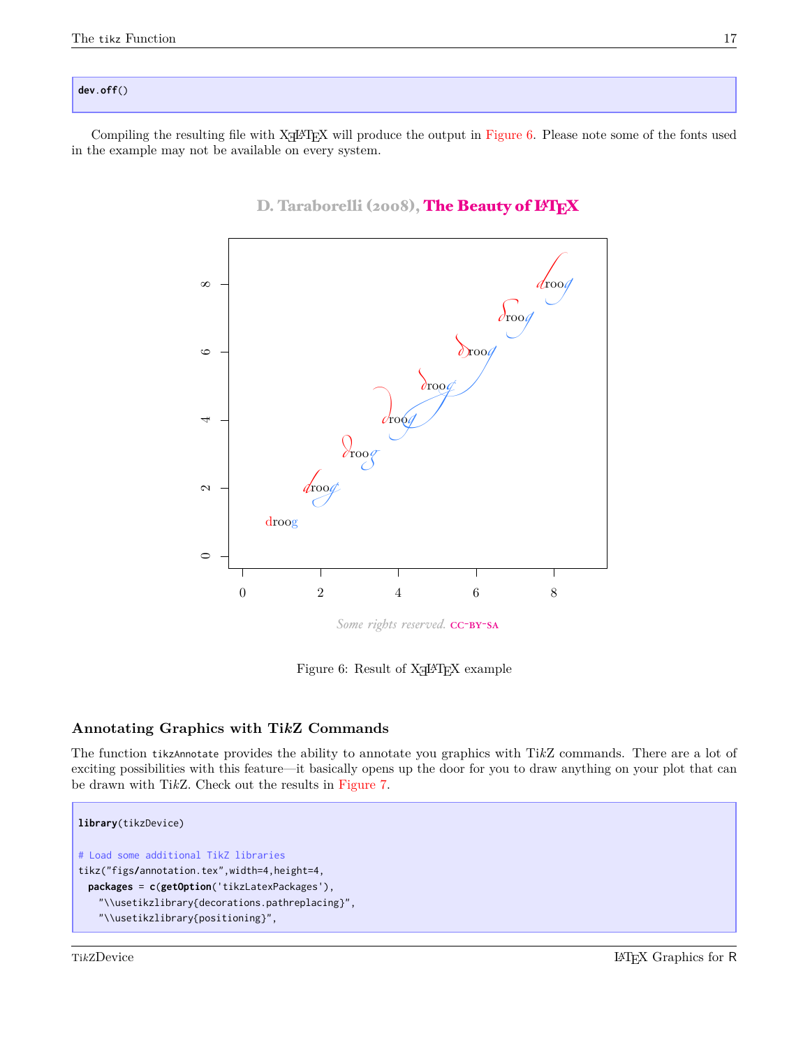```
dev.off()
```

Compiling the resulting file with XƎLaTeX will produce the output in Figure 6. Please note some of the fonts used in the example may not be available on every system.

D. Taraborelli (2008), **The Beauty of LaTeX**

*Some rights reserved.* cc-by-sa

Figure 6: Result of XƎLaTeX example

### Annotating Graphics with TikZ Commands

The function `tikzAnnotate` provides the ability to annotate you graphics with TikZ commands. There are a lot of exciting possibilities with this feature—it basically opens up the door for you to draw anything on your plot that can be drawn with TikZ. Check out the results in Figure 7.

```
library(tikzDevice)

# Load some additional TikZ libraries
tikz("figs/annotation.tex",width=4,height=4,
  packages = c(getOption('tikzLatexPackages'),
    "\\usetikzlibrary{decorations.pathreplacing}",
    "\\usetikzlibrary{positioning}",
```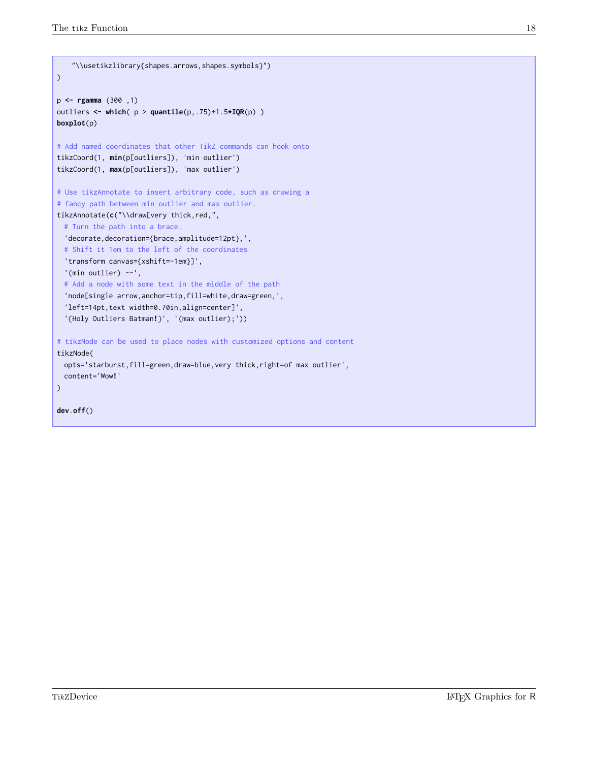```
    "\\usetikzlibrary{shapes.arrows,shapes.symbols}")
)

p <- rgamma (300 ,1)
outliers <- which( p > quantile(p,.75)+1.5*IQR(p) )
boxplot(p)

# Add named coordinates that other TikZ commands can hook onto
tikzCoord(1, min(p[outliers]), 'min outlier')
tikzCoord(1, max(p[outliers]), 'max outlier')

# Use tikzAnnotate to insert arbitrary code, such as drawing a
# fancy path between min outlier and max outlier.
tikzAnnotate(c("\\draw[very thick,red,",
  # Turn the path into a brace.
  'decorate,decoration={brace,amplitude=12pt},',
  # Shift it 1em to the left of the coordinates
  'transform canvas={xshift=-1em}]',
  '(min outlier) --',
  # Add a node with some text in the middle of the path
  'node[single arrow,anchor=tip,fill=white,draw=green,',
  'left=14pt,text width=0.70in,align=center]',
  '{Holy Outliers Batman!}', '(max outlier);'))

# tikzNode can be used to place nodes with customized options and content
tikzNode(
  opts='starburst,fill=green,draw=blue,very thick,right=of max outlier',
  content='Wow!'
)

dev.off()
```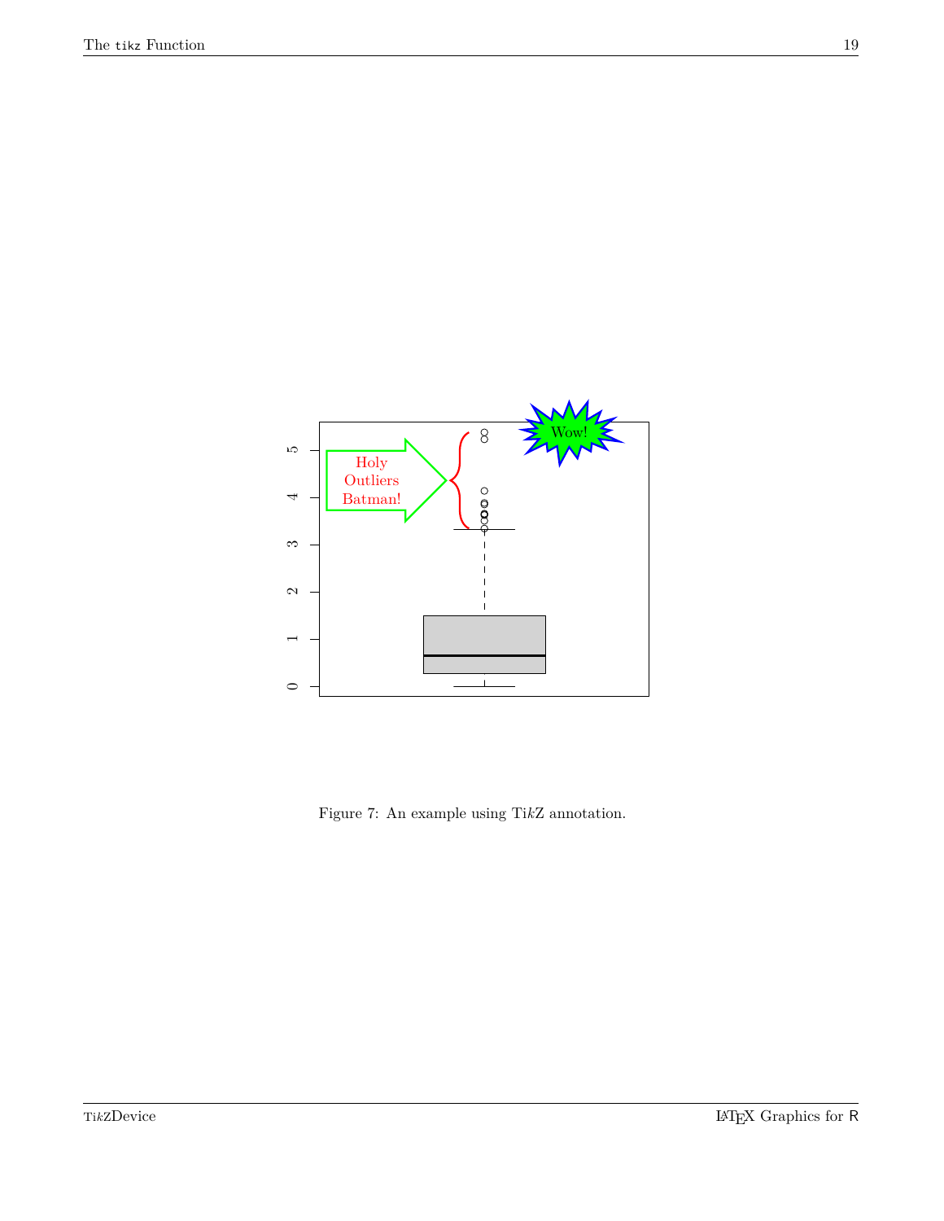Figure 7: An example using Ti*k*Z annotation.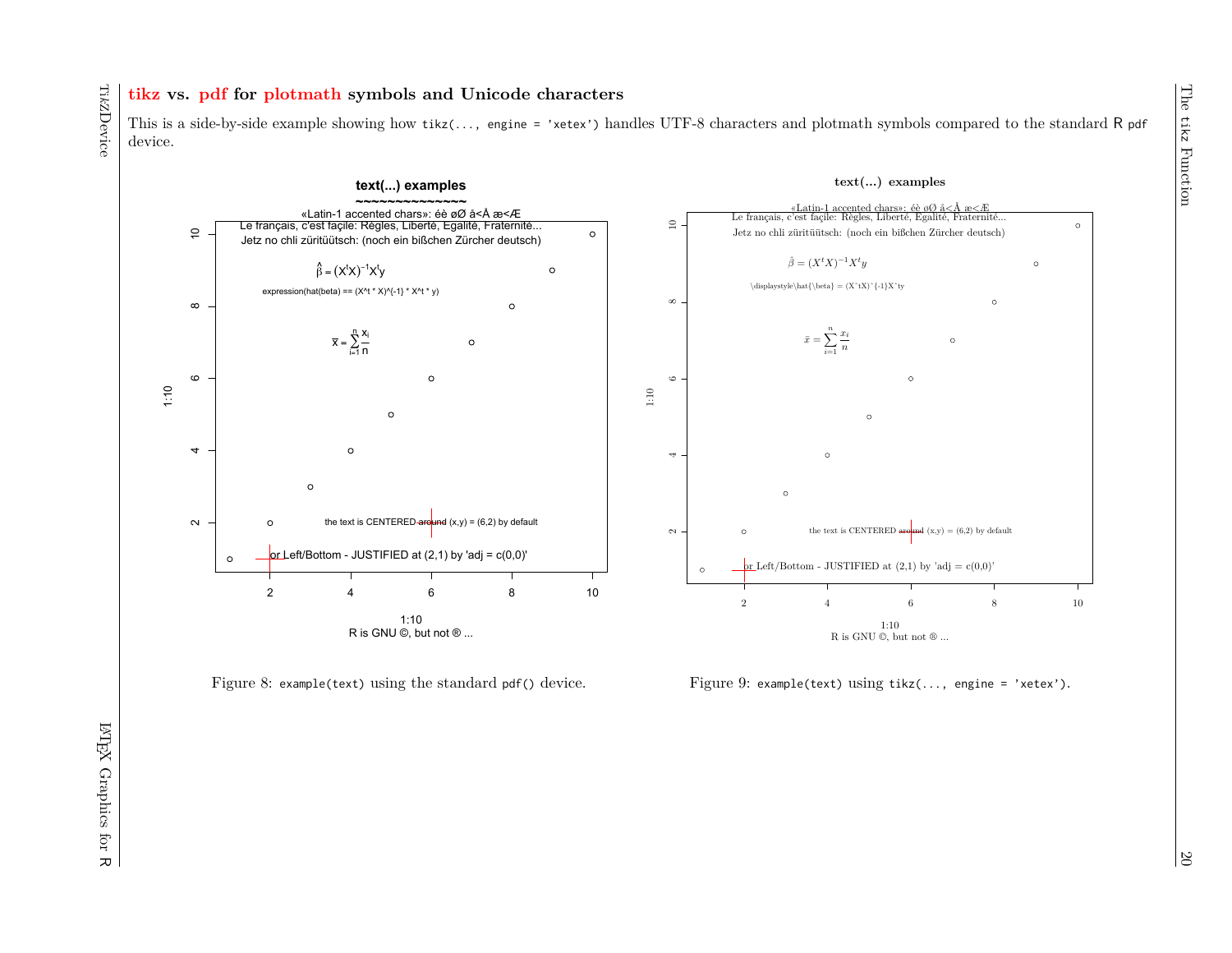## **tikz** vs. **pdf** for **plotmath** symbols and Unicode characters

This is a side-by-side example showing how `tikz(..., engine = 'xetex')` handles UTF-8 characters and plotmath symbols compared to the standard R `pdf` device.

Figure 8: `example(text)` using the standard `pdf()` device.

Figure 9: `example(text)` using `tikz(..., engine = 'xetex')`.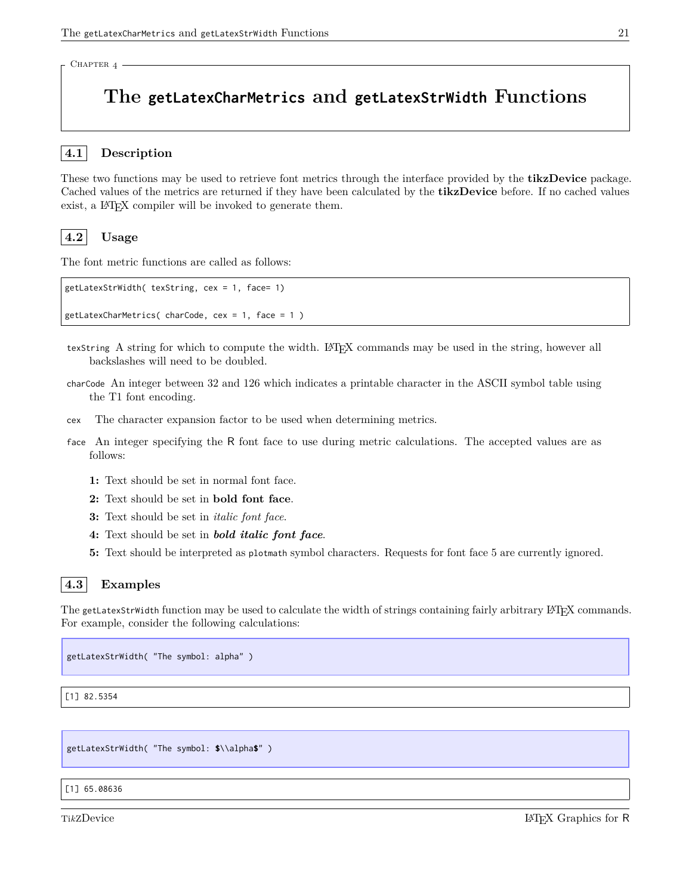Chapter 4

# The getLatexCharMetrics and getLatexStrWidth Functions

## 4.1 Description

These two functions may be used to retrieve font metrics through the interface provided by the **tikzDevice** package. Cached values of the metrics are returned if they have been calculated by the **tikzDevice** before. If no cached values exist, a LaTeX compiler will be invoked to generate them.

## 4.2 Usage

The font metric functions are called as follows:

```
getLatexStrWidth( texString, cex = 1, face= 1)

getLatexCharMetrics( charCode, cex = 1, face = 1 )
```

`texString` A string for which to compute the width. LaTeX commands may be used in the string, however all backslashes will need to be doubled.

`charCode` An integer between 32 and 126 which indicates a printable character in the ASCII symbol table using the T1 font encoding.

`cex` The character expansion factor to be used when determining metrics.

`face` An integer specifying the R font face to use during metric calculations. The accepted values are as follows:

- **1:** Text should be set in normal font face.
- **2:** Text should be set in **bold font face**.
- **3:** Text should be set in *italic font face*.
- **4:** Text should be set in ***bold italic font face***.
- **5:** Text should be interpreted as `plotmath` symbol characters. Requests for font face 5 are currently ignored.

## 4.3 Examples

The `getLatexStrWidth` function may be used to calculate the width of strings containing fairly arbitrary LaTeX commands. For example, consider the following calculations:

```
getLatexStrWidth( "The symbol: alpha" )
```

```
[1] 82.5354
```

```
getLatexStrWidth( "The symbol: $\\alpha$" )
```

```
[1] 65.08636
```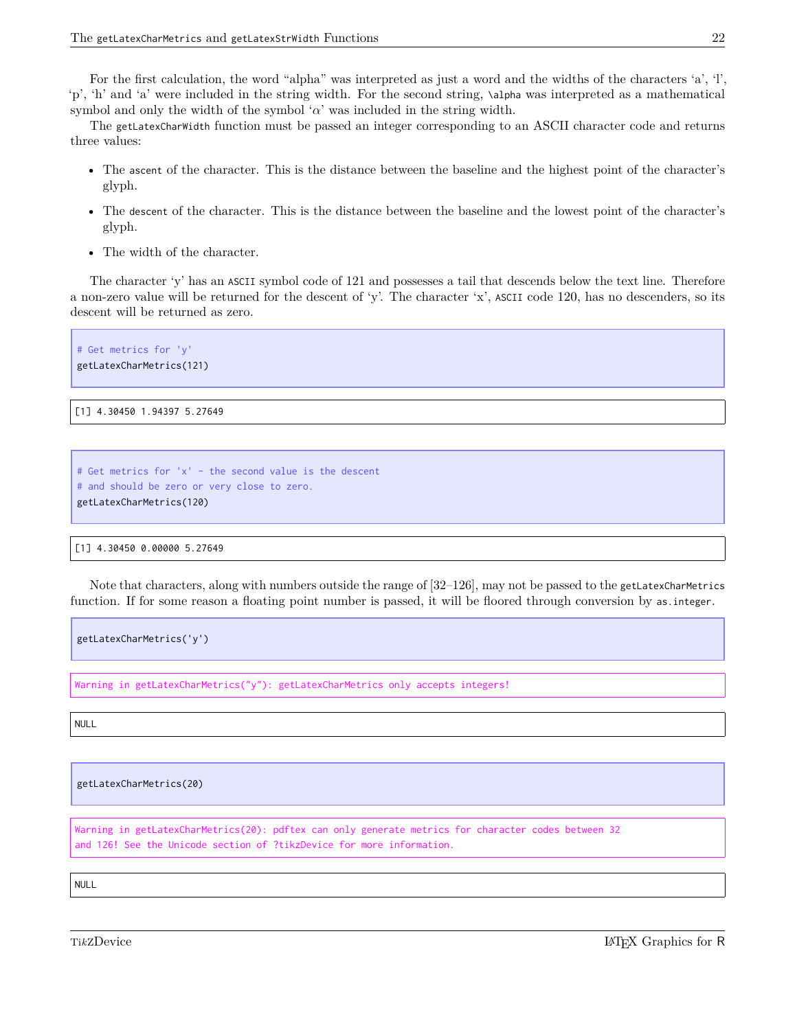For the first calculation, the word “alpha” was interpreted as just a word and the widths of the characters ‘a’, ‘l’, ‘p’, ‘h’ and ‘a’ were included in the string width. For the second string, `\alpha` was interpreted as a mathematical symbol and only the width of the symbol ‘$\alpha$’ was included in the string width.

The `getLatexCharWidth` function must be passed an integer corresponding to an ASCII character code and returns three values:

- The `ascent` of the character. This is the distance between the baseline and the highest point of the character’s glyph.
- The `descent` of the character. This is the distance between the baseline and the lowest point of the character’s glyph.
- The width of the character.

The character ‘y’ has an ASCII symbol code of 121 and possesses a tail that descends below the text line. Therefore a non-zero value will be returned for the descent of ‘y’. The character ‘x’, ASCII code 120, has no descenders, so its descent will be returned as zero.

```
# Get metrics for 'y'
getLatexCharMetrics(121)
```

```
[1] 4.30450 1.94397 5.27649
```

```
# Get metrics for 'x' - the second value is the descent
# and should be zero or very close to zero.
getLatexCharMetrics(120)
```

```
[1] 4.30450 0.00000 5.27649
```

Note that characters, along with numbers outside the range of [32–126], may not be passed to the `getLatexCharMetrics` function. If for some reason a floating point number is passed, it will be floored through conversion by `as.integer`.

```
getLatexCharMetrics('y')
```

```
Warning in getLatexCharMetrics("y"): getLatexCharMetrics only accepts integers!
```

```
NULL
```

```
getLatexCharMetrics(20)
```

```
Warning in getLatexCharMetrics(20): pdftex can only generate metrics for character codes between 32
and 126! See the Unicode section of ?tikzDevice for more information.
```

```
NULL
```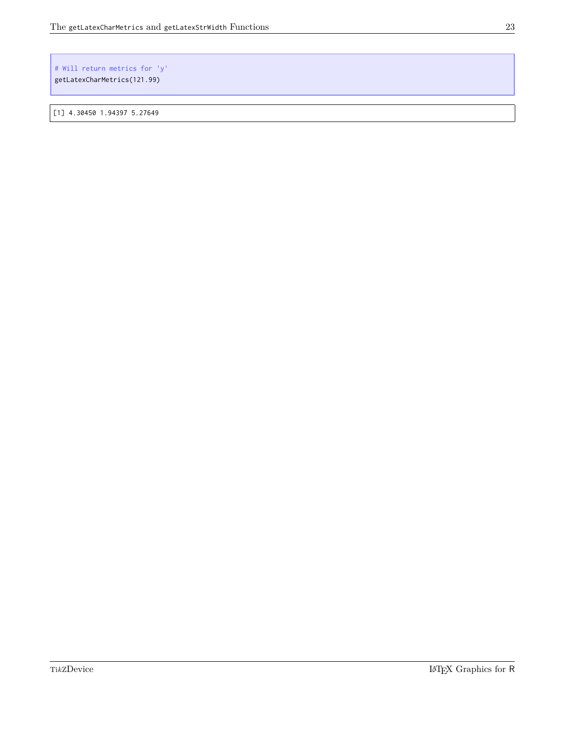```
# Will return metrics for 'y'
getLatexCharMetrics(121.99)
```

```
[1] 4.30450 1.94397 5.27649
```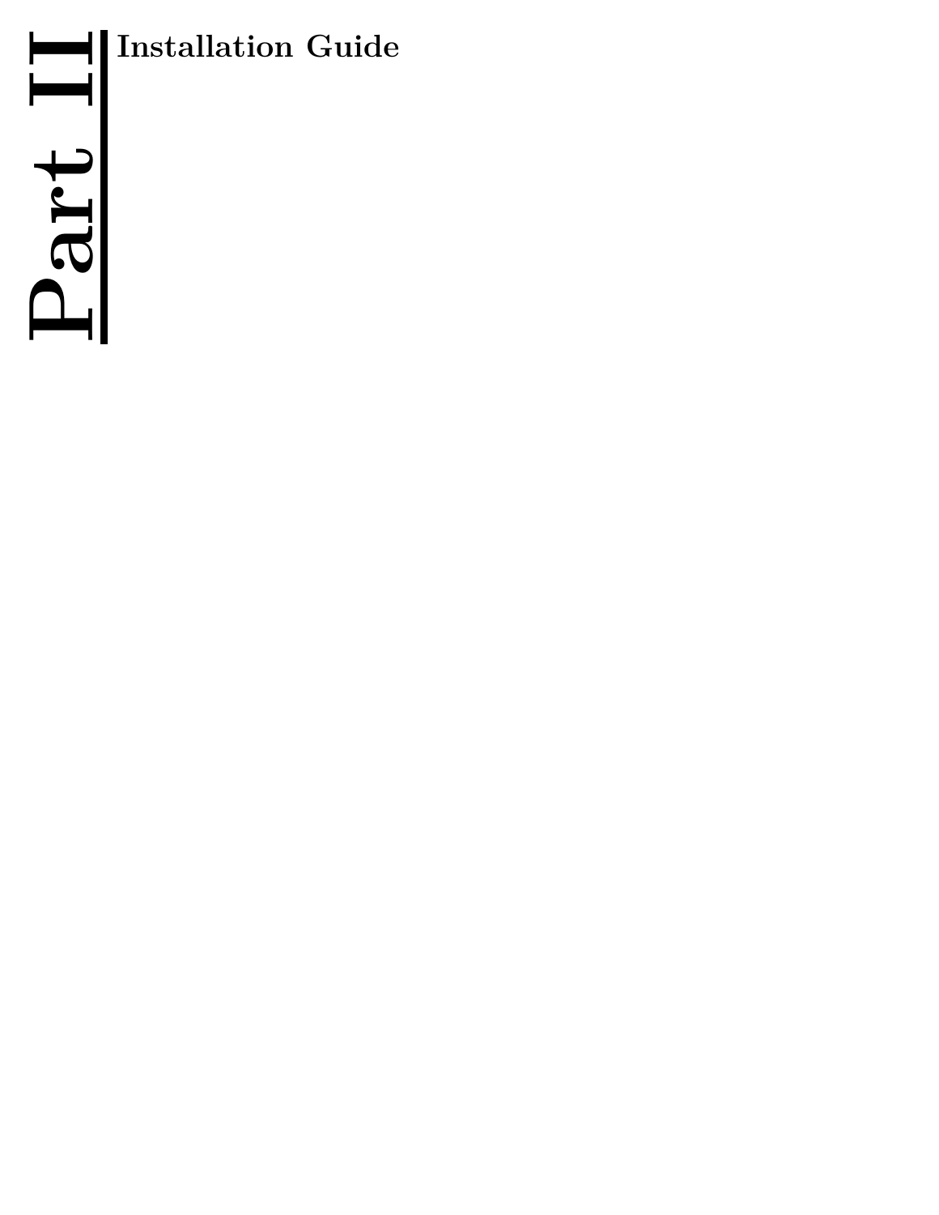# Part II

## Installation Guide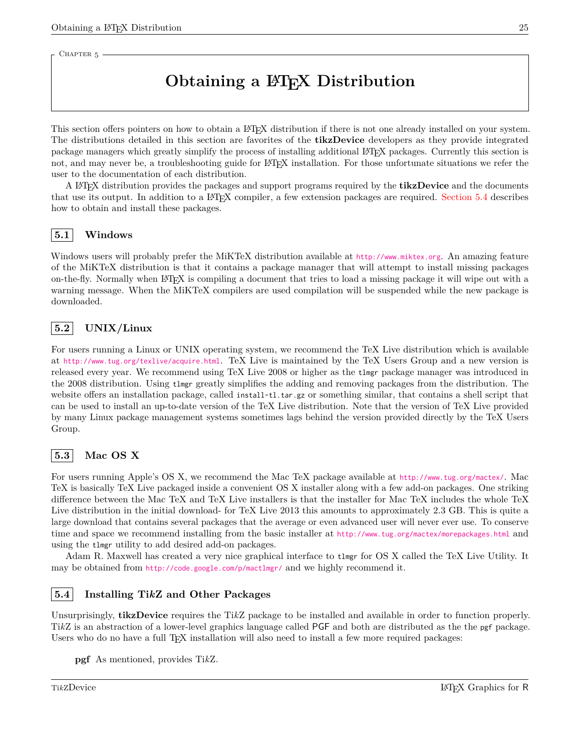Chapter 5

# Obtaining a LaTeX Distribution

This section offers pointers on how to obtain a LaTeX distribution if there is not one already installed on your system. The distributions detailed in this section are favorites of the **tikzDevice** developers as they provide integrated package managers which greatly simplify the process of installing additional LaTeX packages. Currently this section is not, and may never be, a troubleshooting guide for LaTeX installation. For those unfortunate situations we refer the user to the documentation of each distribution.

A LaTeX distribution provides the packages and support programs required by the **tikzDevice** and the documents that use its output. In addition to a LaTeX compiler, a few extension packages are required. Section 5.4 describes how to obtain and install these packages.

## 5.1 Windows

Windows users will probably prefer the MiKTeX distribution available at `http://www.miktex.org`. An amazing feature of the MiKTeX distribution is that it contains a package manager that will attempt to install missing packages on-the-fly. Normally when LaTeX is compiling a document that tries to load a missing package it will wipe out with a warning message. When the MiKTeX compilers are used compilation will be suspended while the new package is downloaded.

## 5.2 UNIX/Linux

For users running a Linux or UNIX operating system, we recommend the TeX Live distribution which is available at `http://www.tug.org/texlive/acquire.html`. TeX Live is maintained by the TeX Users Group and a new version is released every year. We recommend using TeX Live 2008 or higher as the `tlmgr` package manager was introduced in the 2008 distribution. Using `tlmgr` greatly simplifies the adding and removing packages from the distribution. The website offers an installation package, called `install-tl.tar.gz` or something similar, that contains a shell script that can be used to install an up-to-date version of the TeX Live distribution. Note that the version of TeX Live provided by many Linux package management systems sometimes lags behind the version provided directly by the TeX Users Group.

## 5.3 Mac OS X

For users running Apple's OS X, we recommend the Mac TeX package available at `http://www.tug.org/mactex/`. Mac TeX is basically TeX Live packaged inside a convenient OS X installer along with a few add-on packages. One striking difference between the Mac TeX and TeX Live installers is that the installer for Mac TeX includes the whole TeX Live distribution in the initial download- for TeX Live 2013 this amounts to approximately 2.3 GB. This is quite a large download that contains several packages that the average or even advanced user will never ever use. To conserve time and space we recommend installing from the basic installer at `http://www.tug.org/mactex/morepackages.html` and using the `tlmgr` utility to add desired add-on packages.

Adam R. Maxwell has created a very nice graphical interface to `tlmgr` for OS X called the TeX Live Utility. It may be obtained from `http://code.google.com/p/mactlmgr/` and we highly recommend it.

## 5.4 Installing Ti*k*Z and Other Packages

Unsurprisingly, **tikzDevice** requires the Ti*k*Z package to be installed and available in order to function properly. Ti*k*Z is an abstraction of a lower-level graphics language called PGF and both are distributed as the the `pgf` package. Users who do no have a full TeX installation will also need to install a few more required packages:

**pgf** As mentioned, provides Ti*k*Z.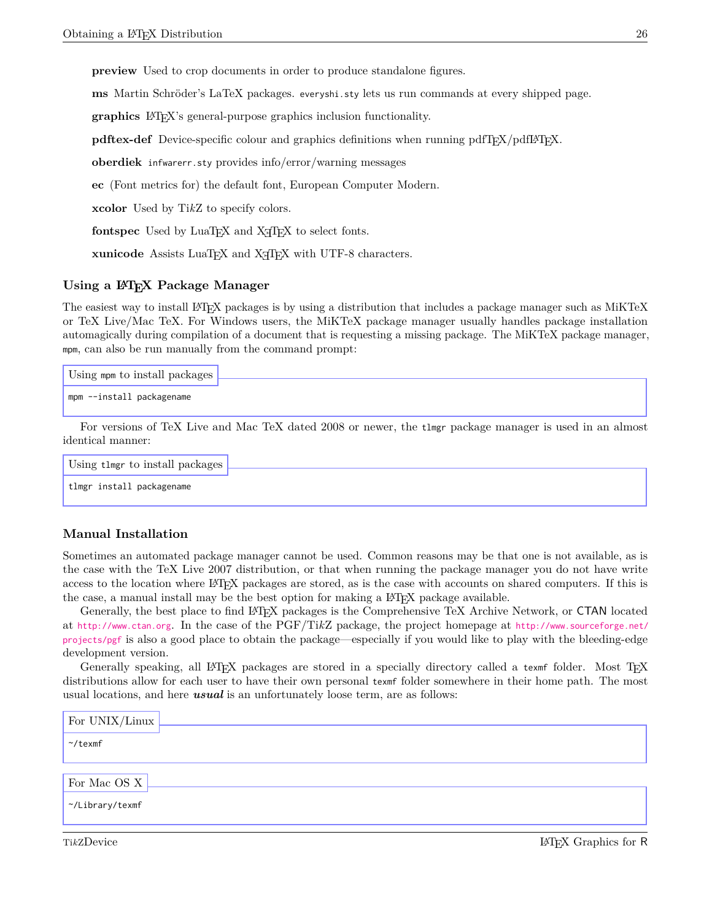**preview** Used to crop documents in order to produce standalone figures.

**ms** Martin Schröder's LaTeX packages. `everyshi.sty` lets us run commands at every shipped page.

**graphics** LaTeX's general-purpose graphics inclusion functionality.

**pdftex-def** Device-specific colour and graphics definitions when running pdfTeX/pdfLaTeX.

**oberdiek** `infwarerr.sty` provides info/error/warning messages

**ec** (Font metrics for) the default font, European Computer Modern.

**xcolor** Used by TikZ to specify colors.

**fontspec** Used by LuaTeX and XeTeX to select fonts.

**xunicode** Assists LuaTeX and XeTeX with UTF-8 characters.

### Using a LaTeX Package Manager

The easiest way to install LaTeX packages is by using a distribution that includes a package manager such as MiKTeX or TeX Live/Mac TeX. For Windows users, the MiKTeX package manager usually handles package installation automagically during compilation of a document that is requesting a missing package. The MiKTeX package manager, `mpm`, can also be run manually from the command prompt:

Using `mpm` to install packages

```
mpm --install packagename
```

For versions of TeX Live and Mac TeX dated 2008 or newer, the `tlmgr` package manager is used in an almost identical manner:

Using `tlmgr` to install packages

```
tlmgr install packagename
```

### Manual Installation

Sometimes an automated package manager cannot be used. Common reasons may be that one is not available, as is the case with the TeX Live 2007 distribution, or that when running the package manager you do not have write access to the location where LaTeX packages are stored, as is the case with accounts on shared computers. If this is the case, a manual install may be the best option for making a LaTeX package available.

Generally, the best place to find LaTeX packages is the Comprehensive TeX Archive Network, or CTAN located at http://www.ctan.org. In the case of the PGF/TikZ package, the project homepage at http://www.sourceforge.net/projects/pgf is also a good place to obtain the package—especially if you would like to play with the bleeding-edge development version.

Generally speaking, all LaTeX packages are stored in a specially directory called a `texmf` folder. Most TeX distributions allow for each user to have their own personal `texmf` folder somewhere in their home path. The most usual locations, and here ***usual*** is an unfortunately loose term, are as follows:

For UNIX/Linux

```
~/texmf
```

For Mac OS X

```
~/Library/texmf
```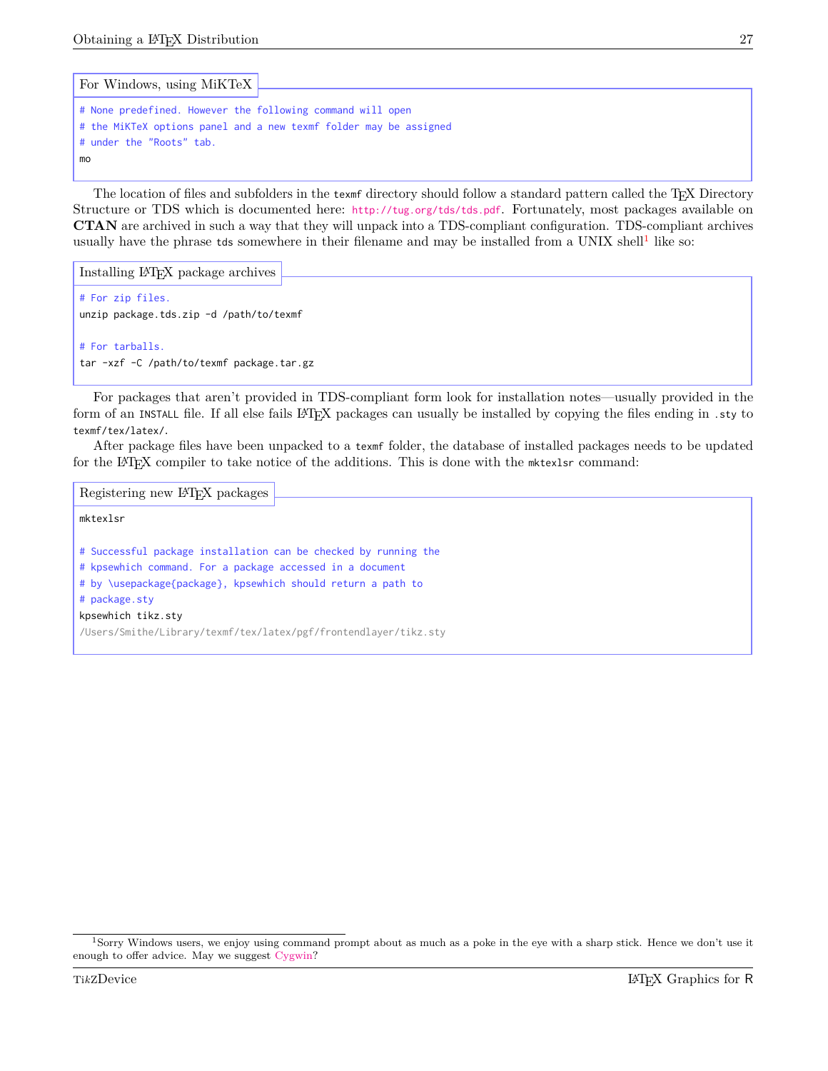For Windows, using MiKTeX

```
# None predefined. However the following command will open
# the MiKTeX options panel and a new texmf folder may be assigned
# under the "Roots" tab.
mo
```

The location of files and subfolders in the `texmf` directory should follow a standard pattern called the TEX Directory Structure or TDS which is documented here: http://tug.org/tds/tds.pdf. Fortunately, most packages available on **CTAN** are archived in such a way that they will unpack into a TDS-compliant configuration. TDS-compliant archives usually have the phrase `tds` somewhere in their filename and may be installed from a UNIX shell[1] like so:

Installing LaTeX package archives

```
# For zip files.
unzip package.tds.zip -d /path/to/texmf

# For tarballs.
tar -xzf -C /path/to/texmf package.tar.gz
```

For packages that aren't provided in TDS-compliant form look for installation notes—usually provided in the form of an `INSTALL` file. If all else fails LaTeX packages can usually be installed by copying the files ending in `.sty` to `texmf/tex/latex/`.

After package files have been unpacked to a `texmf` folder, the database of installed packages needs to be updated for the LaTeX compiler to take notice of the additions. This is done with the `mktexlsr` command:

Registering new LaTeX packages

```
mktexlsr

# Successful package installation can be checked by running the
# kpsewhich command. For a package accessed in a document
# by \usepackage{package}, kpsewhich should return a path to
# package.sty
kpsewhich tikz.sty
/Users/Smithe/Library/texmf/tex/latex/pgf/frontendlayer/tikz.sty
```

[1] Sorry Windows users, we enjoy using command prompt about as much as a poke in the eye with a sharp stick. Hence we don't use it enough to offer advice. May we suggest Cygwin?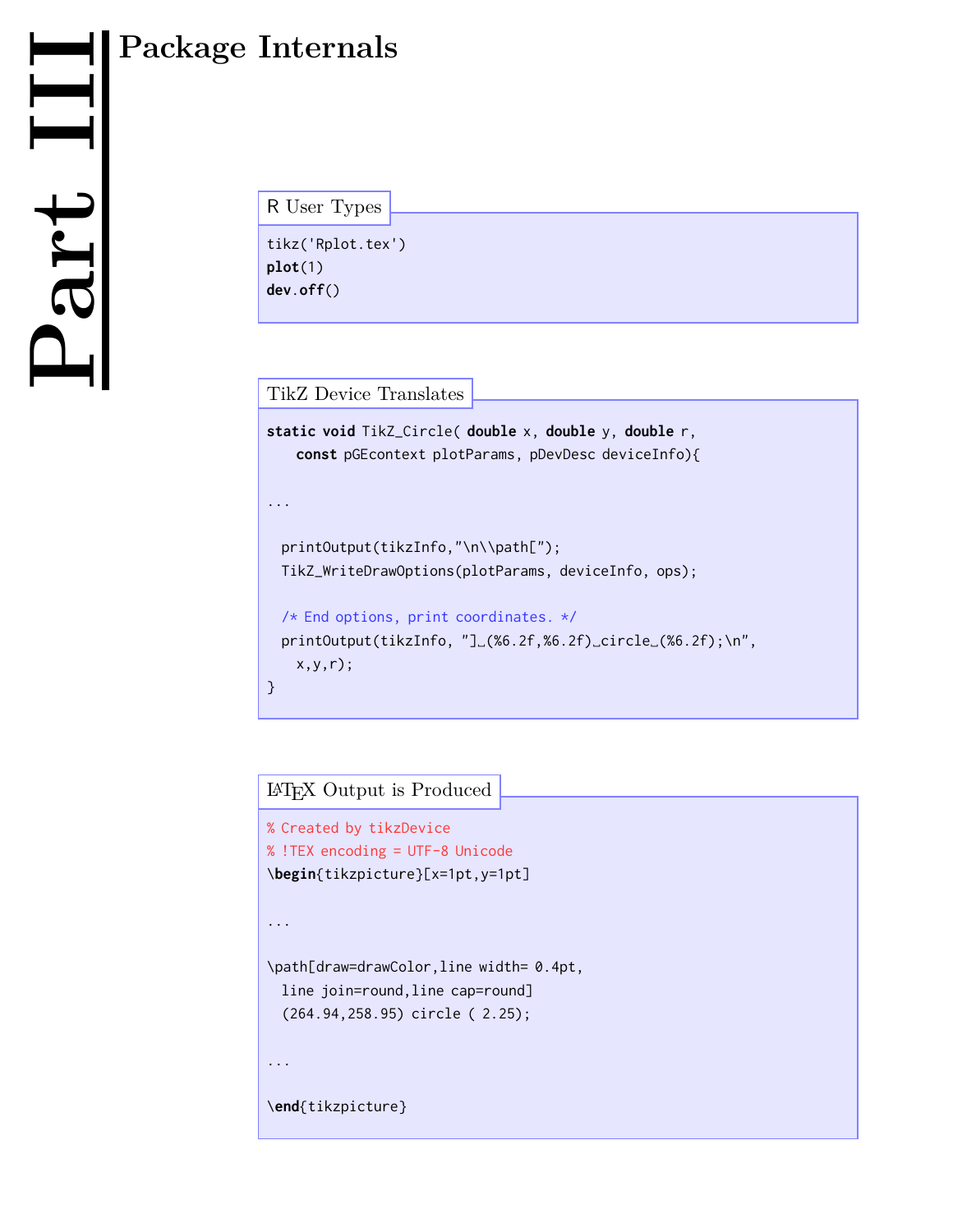# Part III Package Internals

**R User Types**

```
tikz('Rplot.tex')
plot(1)
dev.off()
```

**TikZ Device Translates**

```
static void TikZ_Circle( double x, double y, double r,
    const pGEcontext plotParams, pDevDesc deviceInfo){

...

  printOutput(tikzInfo,"\n\\path[");
  TikZ_WriteDrawOptions(plotParams, deviceInfo, ops);

  /* End options, print coordinates. */
  printOutput(tikzInfo, "]␣(%6.2f,%6.2f)␣circle␣(%6.2f);\n",
    x,y,r);
}
```

**LaTeX Output is Produced**

```
% Created by tikzDevice
% !TEX encoding = UTF-8 Unicode
\begin{tikzpicture}[x=1pt,y=1pt]

...

\path[draw=drawColor,line width= 0.4pt,
  line join=round,line cap=round]
  (264.94,258.95) circle ( 2.25);

...

\end{tikzpicture}
```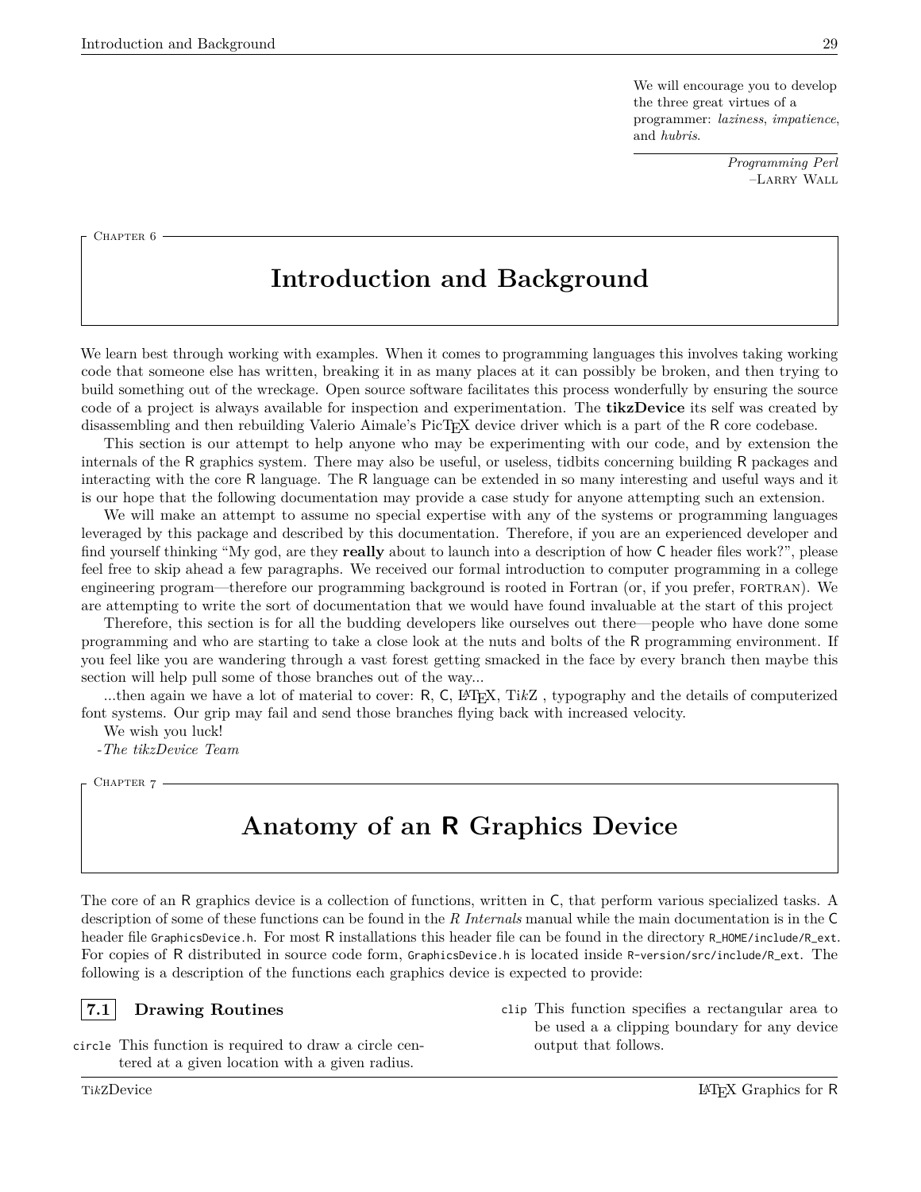> We will encourage you to develop the three great virtues of a programmer: *laziness*, *impatience*, and *hubris*.
>
> *Programming Perl*
> –Larry Wall

Chapter 6

# Introduction and Background

We learn best through working with examples. When it comes to programming languages this involves taking working code that someone else has written, breaking it in as many places at it can possibly be broken, and then trying to build something out of the wreckage. Open source software facilitates this process wonderfully by ensuring the source code of a project is always available for inspection and experimentation. The **tikzDevice** its self was created by disassembling and then rebuilding Valerio Aimale's PicTEX device driver which is a part of the R core codebase.

This section is our attempt to help anyone who may be experimenting with our code, and by extension the internals of the R graphics system. There may also be useful, or useless, tidbits concerning building R packages and interacting with the core R language. The R language can be extended in so many interesting and useful ways and it is our hope that the following documentation may provide a case study for anyone attempting such an extension.

We will make an attempt to assume no special expertise with any of the systems or programming languages leveraged by this package and described by this documentation. Therefore, if you are an experienced developer and find yourself thinking "My god, are they **really** about to launch into a description of how C header files work?", please feel free to skip ahead a few paragraphs. We received our formal introduction to computer programming in a college engineering program—therefore our programming background is rooted in Fortran (or, if you prefer, FORTRAN). We are attempting to write the sort of documentation that we would have found invaluable at the start of this project

Therefore, this section is for all the budding developers like ourselves out there—people who have done some programming and who are starting to take a close look at the nuts and bolts of the R programming environment. If you feel like you are wandering through a vast forest getting smacked in the face by every branch then maybe this section will help pull some of those branches out of the way...

...then again we have a lot of material to cover: R, C, LaTeX, TikZ , typography and the details of computerized font systems. Our grip may fail and send those branches flying back with increased velocity.

We wish you luck!

-*The tikzDevice Team*

Chapter 7

# Anatomy of an R Graphics Device

The core of an R graphics device is a collection of functions, written in C, that perform various specialized tasks. A description of some of these functions can be found in the *R Internals* manual while the main documentation is in the C header file `GraphicsDevice.h`. For most R installations this header file can be found in the directory `R_HOME/include/R_ext`. For copies of R distributed in source code form, `GraphicsDevice.h` is located inside `R-version/src/include/R_ext`. The following is a description of the functions each graphics device is expected to provide:

## 7.1 Drawing Routines

`circle` This function is required to draw a circle centered at a given location with a given radius.

`clip` This function specifies a rectangular area to be used a a clipping boundary for any device output that follows.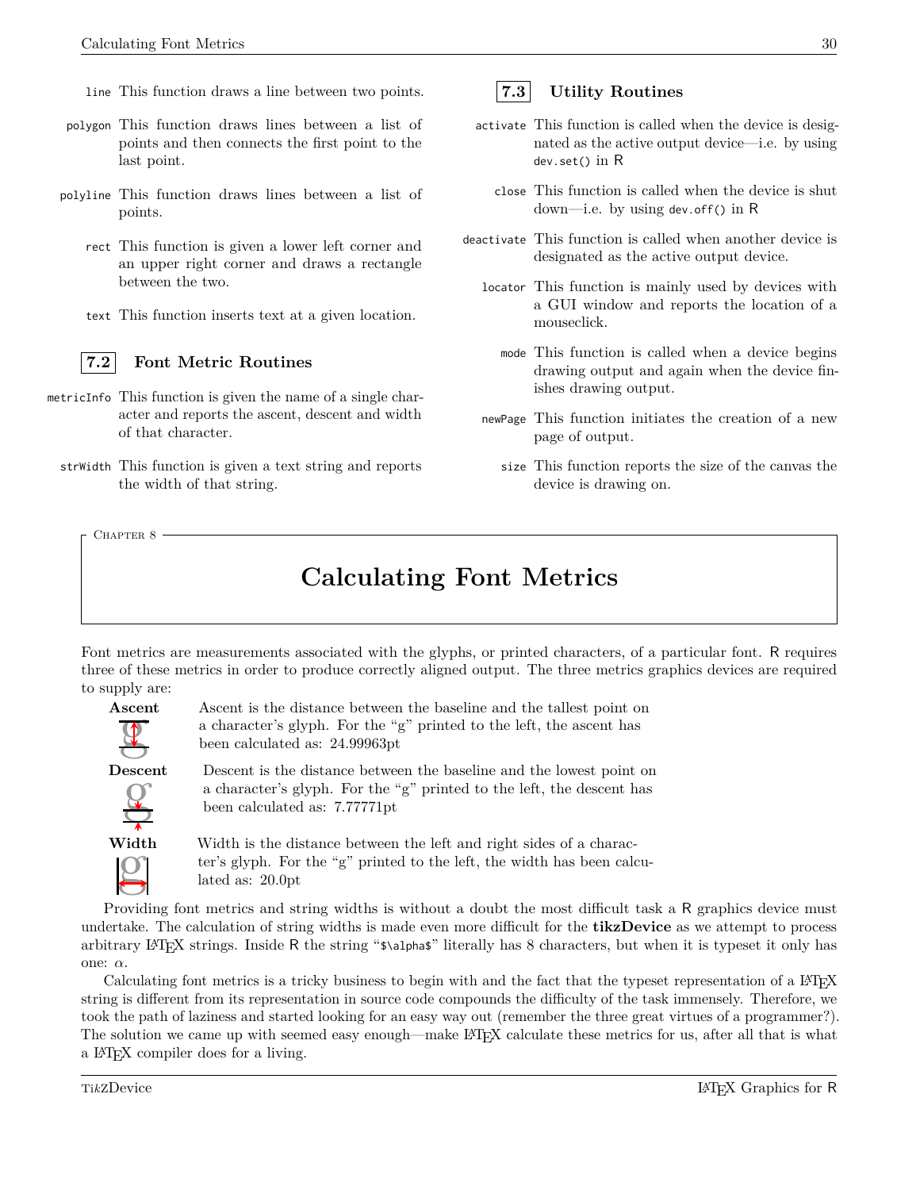**line** This function draws a line between two points.

**polygon** This function draws lines between a list of points and then connects the first point to the last point.

**polyline** This function draws lines between a list of points.

**rect** This function is given a lower left corner and an upper right corner and draws a rectangle between the two.

**text** This function inserts text at a given location.

### 7.2 Font Metric Routines

**metricInfo** This function is given the name of a single character and reports the ascent, descent and width of that character.

**strWidth** This function is given a text string and reports the width of that string.

### 7.3 Utility Routines

**activate** This function is called when the device is designated as the active output device—i.e. by using `dev.set()` in R

**close** This function is called when the device is shut down—i.e. by using `dev.off()` in R

**deactivate** This function is called when another device is designated as the active output device.

**locator** This function is mainly used by devices with a GUI window and reports the location of a mouseclick.

**mode** This function is called when a device begins drawing output and again when the device finishes drawing output.

**newPage** This function initiates the creation of a new page of output.

**size** This function reports the size of the canvas the device is drawing on.

Chapter 8

# Calculating Font Metrics

Font metrics are measurements associated with the glyphs, or printed characters, of a particular font. R requires three of these metrics in order to produce correctly aligned output. The three metrics graphics devices are required to supply are:

**Ascent** Ascent is the distance between the baseline and the tallest point on a character's glyph. For the "g" printed to the left, the ascent has been calculated as: 24.99963pt

**Descent** Descent is the distance between the baseline and the lowest point on a character's glyph. For the "g" printed to the left, the descent has been calculated as: 7.77771pt

**Width** Width is the distance between the left and right sides of a character's glyph. For the "g" printed to the left, the width has been calculated as: 20.0pt

Providing font metrics and string widths is without a doubt the most difficult task a R graphics device must undertake. The calculation of string widths is made even more difficult for the **tikzDevice** as we attempt to process arbitrary LaTeX strings. Inside R the string "`$\alpha$`" literally has 8 characters, but when it is typeset it only has one: $\alpha$.

Calculating font metrics is a tricky business to begin with and the fact that the typeset representation of a LaTeX string is different from its representation in source code compounds the difficulty of the task immensely. Therefore, we took the path of laziness and started looking for an easy way out (remember the three great virtues of a programmer?). The solution we came up with seemed easy enough—make LaTeX calculate these metrics for us, after all that is what a LaTeX compiler does for a living.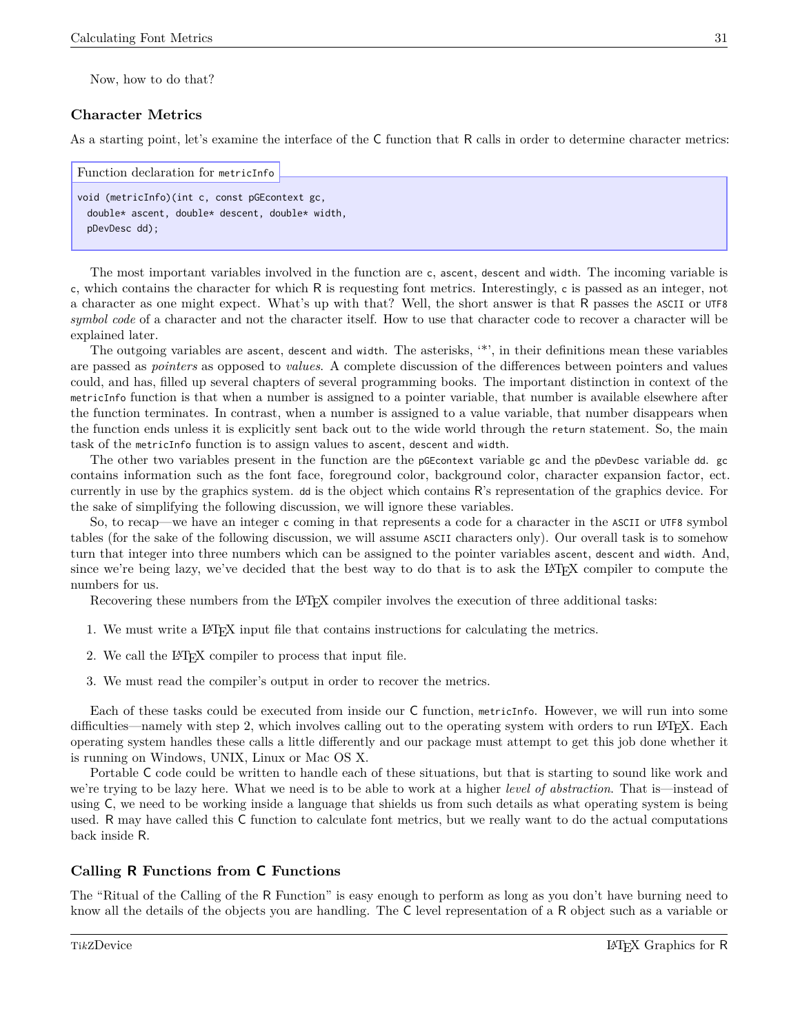Now, how to do that?

### Character Metrics

As a starting point, let's examine the interface of the C function that R calls in order to determine character metrics:

Function declaration for `metricInfo`

```
void (metricInfo)(int c, const pGEcontext gc,
  double* ascent, double* descent, double* width,
  pDevDesc dd);
```

The most important variables involved in the function are `c`, `ascent`, `descent` and `width`. The incoming variable is `c`, which contains the character for which R is requesting font metrics. Interestingly, `c` is passed as an integer, not a character as one might expect. What's up with that? Well, the short answer is that R passes the ASCII or UTF8 *symbol code* of a character and not the character itself. How to use that character code to recover a character will be explained later.

The outgoing variables are `ascent`, `descent` and `width`. The asterisks, '*', in their definitions mean these variables are passed as *pointers* as opposed to *values*. A complete discussion of the differences between pointers and values could, and has, filled up several chapters of several programming books. The important distinction in context of the `metricInfo` function is that when a number is assigned to a pointer variable, that number is available elsewhere after the function terminates. In contrast, when a number is assigned to a value variable, that number disappears when the function ends unless it is explicitly sent back out to the wide world through the `return` statement. So, the main task of the `metricInfo` function is to assign values to `ascent`, `descent` and `width`.

The other two variables present in the function are the `pGEcontext` variable `gc` and the `pDevDesc` variable `dd`. `gc` contains information such as the font face, foreground color, background color, character expansion factor, ect. currently in use by the graphics system. `dd` is the object which contains R's representation of the graphics device. For the sake of simplifying the following discussion, we will ignore these variables.

So, to recap—we have an integer `c` coming in that represents a code for a character in the ASCII or UTF8 symbol tables (for the sake of the following discussion, we will assume ASCII characters only). Our overall task is to somehow turn that integer into three numbers which can be assigned to the pointer variables `ascent`, `descent` and `width`. And, since we're being lazy, we've decided that the best way to do that is to ask the LaTeX compiler to compute the numbers for us.

Recovering these numbers from the LaTeX compiler involves the execution of three additional tasks:

1. We must write a LaTeX input file that contains instructions for calculating the metrics.
2. We call the LaTeX compiler to process that input file.
3. We must read the compiler's output in order to recover the metrics.

Each of these tasks could be executed from inside our C function, `metricInfo`. However, we will run into some difficulties—namely with step 2, which involves calling out to the operating system with orders to run LaTeX. Each operating system handles these calls a little differently and our package must attempt to get this job done whether it is running on Windows, UNIX, Linux or Mac OS X.

Portable C code could be written to handle each of these situations, but that is starting to sound like work and we're trying to be lazy here. What we need is to be able to work at a higher *level of abstraction*. That is—instead of using C, we need to be working inside a language that shields us from such details as what operating system is being used. R may have called this C function to calculate font metrics, but we really want to do the actual computations back inside R.

### Calling R Functions from C Functions

The "Ritual of the Calling of the R Function" is easy enough to perform as long as you don't have burning need to know all the details of the objects you are handling. The C level representation of a R object such as a variable or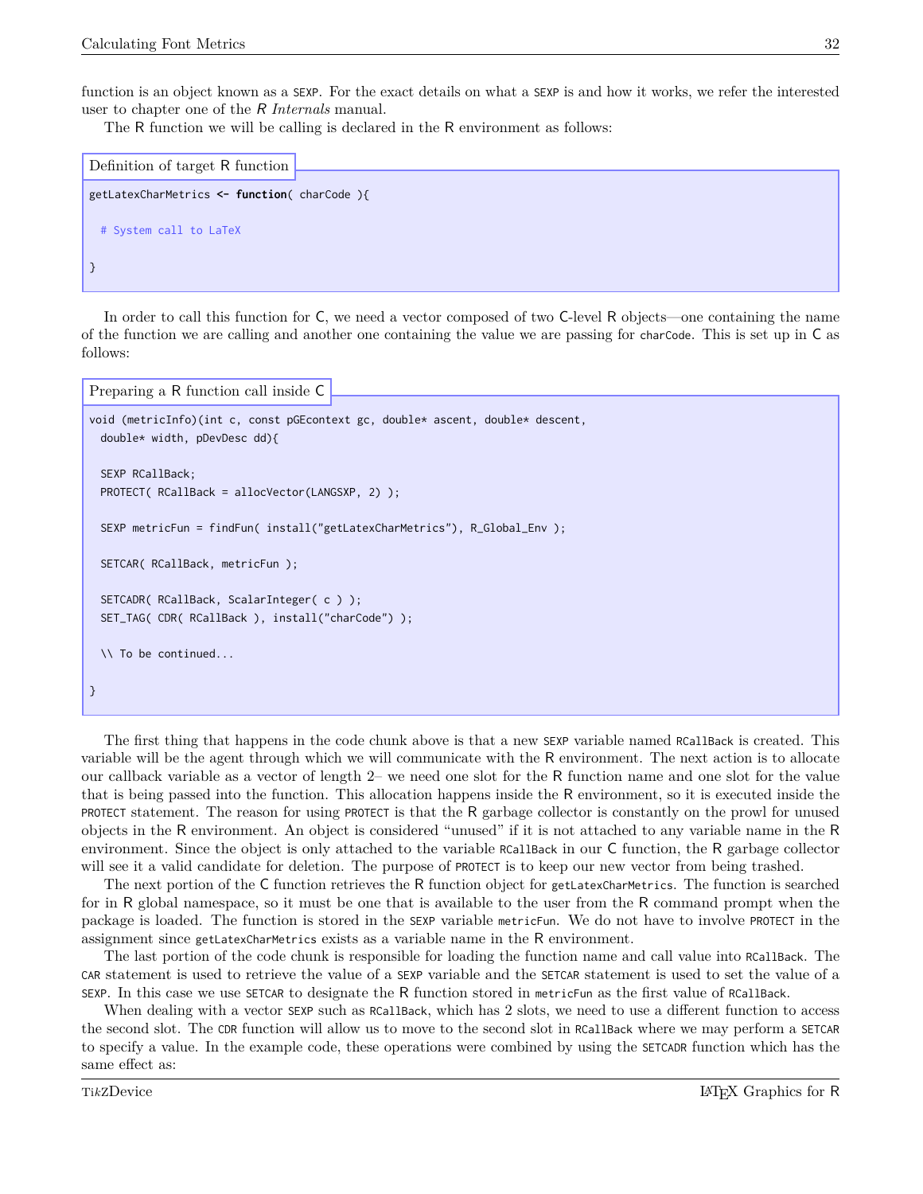function is an object known as a SEXP. For the exact details on what a SEXP is and how it works, we refer the interested user to chapter one of the *R Internals* manual.

The R function we will be calling is declared in the R environment as follows:

Definition of target R function

```
getLatexCharMetrics <- function( charCode ){

  # System call to LaTeX

}
```

In order to call this function for C, we need a vector composed of two C-level R objects—one containing the name of the function we are calling and another one containing the value we are passing for charCode. This is set up in C as follows:

Preparing a R function call inside C

```
void (metricInfo)(int c, const pGEcontext gc, double* ascent, double* descent,
  double* width, pDevDesc dd){

  SEXP RCallBack;
  PROTECT( RCallBack = allocVector(LANGSXP, 2) );

  SEXP metricFun = findFun( install("getLatexCharMetrics"), R_Global_Env );

  SETCAR( RCallBack, metricFun );

  SETCADR( RCallBack, ScalarInteger( c ) );
  SET_TAG( CDR( RCallBack ), install("charCode") );

  \\ To be continued...

}
```

The first thing that happens in the code chunk above is that a new SEXP variable named RCallBack is created. This variable will be the agent through which we will communicate with the R environment. The next action is to allocate our callback variable as a vector of length 2– we need one slot for the R function name and one slot for the value that is being passed into the function. This allocation happens inside the R environment, so it is executed inside the PROTECT statement. The reason for using PROTECT is that the R garbage collector is constantly on the prowl for unused objects in the R environment. An object is considered "unused" if it is not attached to any variable name in the R environment. Since the object is only attached to the variable RCallBack in our C function, the R garbage collector will see it a valid candidate for deletion. The purpose of PROTECT is to keep our new vector from being trashed.

The next portion of the C function retrieves the R function object for getLatexCharMetrics. The function is searched for in R global namespace, so it must be one that is available to the user from the R command prompt when the package is loaded. The function is stored in the SEXP variable metricFun. We do not have to involve PROTECT in the assignment since getLatexCharMetrics exists as a variable name in the R environment.

The last portion of the code chunk is responsible for loading the function name and call value into RCallBack. The CAR statement is used to retrieve the value of a SEXP variable and the SETCAR statement is used to set the value of a SEXP. In this case we use SETCAR to designate the R function stored in metricFun as the first value of RCallBack.

When dealing with a vector SEXP such as RCallBack, which has 2 slots, we need to use a different function to access the second slot. The CDR function will allow us to move to the second slot in RCallBack where we may perform a SETCAR to specify a value. In the example code, these operations were combined by using the SETCADR function which has the same effect as: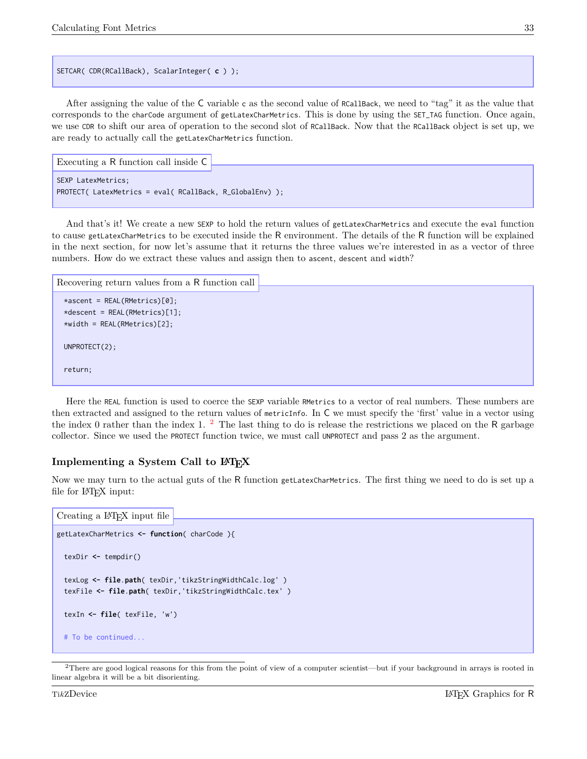```
SETCAR( CDR(RCallBack), ScalarInteger( c ) );
```

After assigning the value of the C variable c as the second value of RCallBack, we need to "tag" it as the value that corresponds to the charCode argument of getLatexCharMetrics. This is done by using the SET_TAG function. Once again, we use CDR to shift our area of operation to the second slot of RCallBack. Now that the RCallBack object is set up, we are ready to actually call the getLatexCharMetrics function.

Executing a R function call inside C

```
SEXP LatexMetrics;
PROTECT( LatexMetrics = eval( RCallBack, R_GlobalEnv) );
```

And that's it! We create a new SEXP to hold the return values of getLatexCharMetrics and execute the eval function to cause getLatexCharMetrics to be executed inside the R environment. The details of the R function will be explained in the next section, for now let's assume that it returns the three values we're interested in as a vector of three numbers. How do we extract these values and assign then to ascent, descent and width?

Recovering return values from a R function call

```
  *ascent = REAL(RMetrics)[0];
  *descent = REAL(RMetrics)[1];
  *width = REAL(RMetrics)[2];

  UNPROTECT(2);

  return;
```

Here the REAL function is used to coerce the SEXP variable RMetrics to a vector of real numbers. These numbers are then extracted and assigned to the return values of metricInfo. In C we must specify the 'first' value in a vector using the index 0 rather than the index 1. [2] The last thing to do is release the restrictions we placed on the R garbage collector. Since we used the PROTECT function twice, we must call UNPROTECT and pass 2 as the argument.

### Implementing a System Call to LaTeX

Now we may turn to the actual guts of the R function getLatexCharMetrics. The first thing we need to do is set up a file for LaTeX input:

Creating a LaTeX input file

```
getLatexCharMetrics <- function( charCode ){

  texDir <- tempdir()

  texLog <- file.path( texDir,'tikzStringWidthCalc.log' )
  texFile <- file.path( texDir,'tikzStringWidthCalc.tex' )

  texIn <- file( texFile, 'w')

  # To be continued...
```

[2] There are good logical reasons for this from the point of view of a computer scientist—but if your background in arrays is rooted in linear algebra it will be a bit disorienting.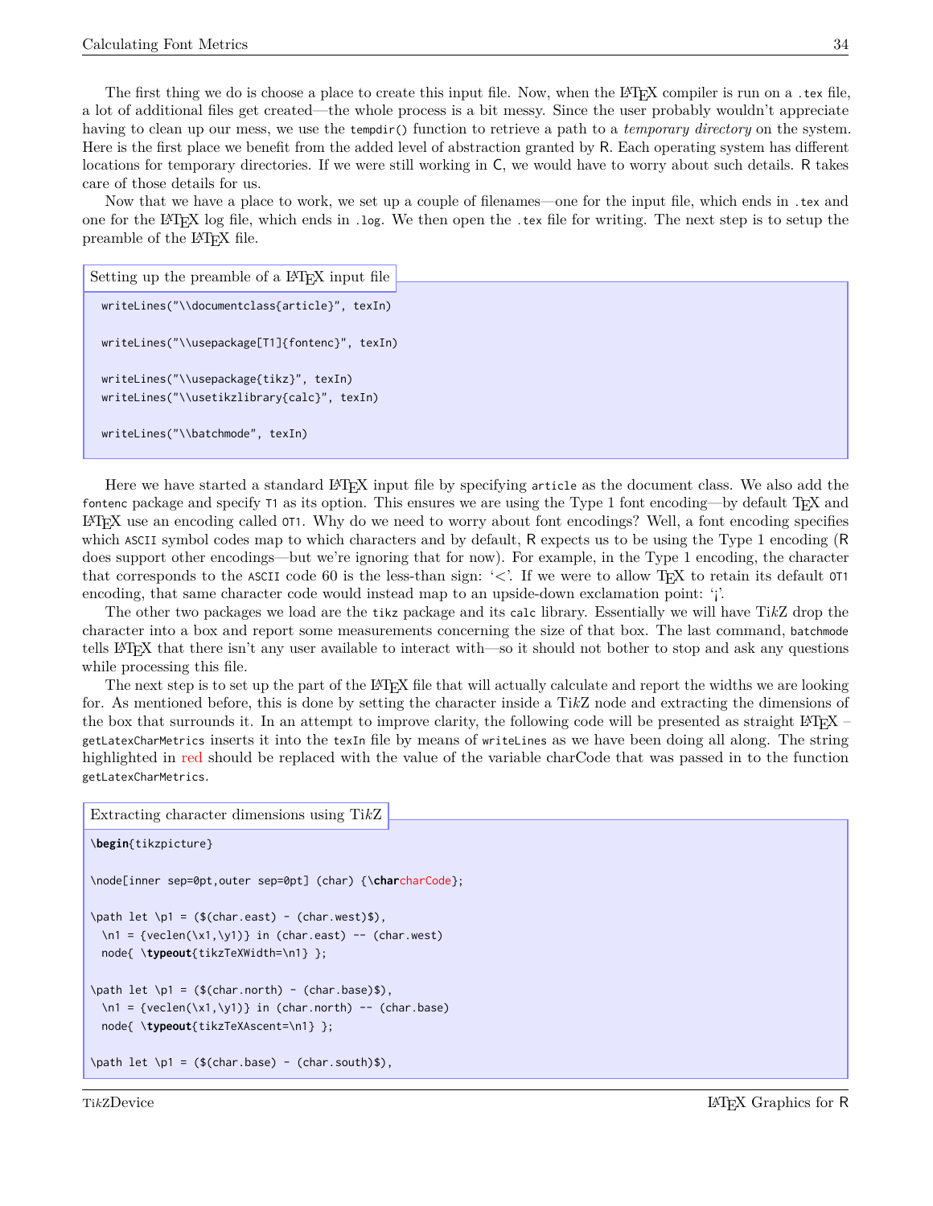The first thing we do is choose a place to create this input file. Now, when the LaTeX compiler is run on a `.tex` file, a lot of additional files get created—the whole process is a bit messy. Since the user probably wouldn't appreciate having to clean up our mess, we use the `tempdir()` function to retrieve a path to a *temporary directory* on the system. Here is the first place we benefit from the added level of abstraction granted by R. Each operating system has different locations for temporary directories. If we were still working in C, we would have to worry about such details. R takes care of those details for us.

Now that we have a place to work, we set up a couple of filenames—one for the input file, which ends in `.tex` and one for the LaTeX log file, which ends in `.log`. We then open the `.tex` file for writing. The next step is to setup the preamble of the LaTeX file.

Setting up the preamble of a LaTeX input file

```
writeLines("\\documentclass{article}", texIn)

writeLines("\\usepackage[T1]{fontenc}", texIn)

writeLines("\\usepackage{tikz}", texIn)
writeLines("\\usetikzlibrary{calc}", texIn)

writeLines("\\batchmode", texIn)
```

Here we have started a standard LaTeX input file by specifying `article` as the document class. We also add the `fontenc` package and specify `T1` as its option. This ensures we are using the Type 1 font encoding—by default TeX and LaTeX use an encoding called `OT1`. Why do we need to worry about font encodings? Well, a font encoding specifies which `ASCII` symbol codes map to which characters and by default, R expects us to be using the Type 1 encoding (R does support other encodings—but we're ignoring that for now). For example, in the Type 1 encoding, the character that corresponds to the `ASCII` code 60 is the less-than sign: '<'. If we were to allow TeX to retain its default `OT1` encoding, that same character code would instead map to an upside-down exclamation point: '¡'.

The other two packages we load are the `tikz` package and its `calc` library. Essentially we will have TikZ drop the character into a box and report some measurements concerning the size of that box. The last command, `batchmode` tells LaTeX that there isn't any user available to interact with—so it should not bother to stop and ask any questions while processing this file.

The next step is to set up the part of the LaTeX file that will actually calculate and report the widths we are looking for. As mentioned before, this is done by setting the character inside a TikZ node and extracting the dimensions of the box that surrounds it. In an attempt to improve clarity, the following code will be presented as straight LaTeX – `getLatexCharMetrics` inserts it into the `texIn` file by means of `writeLines` as we have been doing all along. The string highlighted in red should be replaced with the value of the variable charCode that was passed in to the function `getLatexCharMetrics`.

Extracting character dimensions using TikZ

```
\begin{tikzpicture}

\node[inner sep=0pt,outer sep=0pt] (char) {\charcharCode};

\path let \p1 = ($(char.east) - (char.west)$),
  \n1 = {veclen(\x1,\y1)} in (char.east) -- (char.west)
  node{ \typeout{tikzTeXWidth=\n1} };

\path let \p1 = ($(char.north) - (char.base)$),
  \n1 = {veclen(\x1,\y1)} in (char.north) -- (char.base)
  node{ \typeout{tikzTeXAscent=\n1} };

\path let \p1 = ($(char.base) - (char.south)$),
```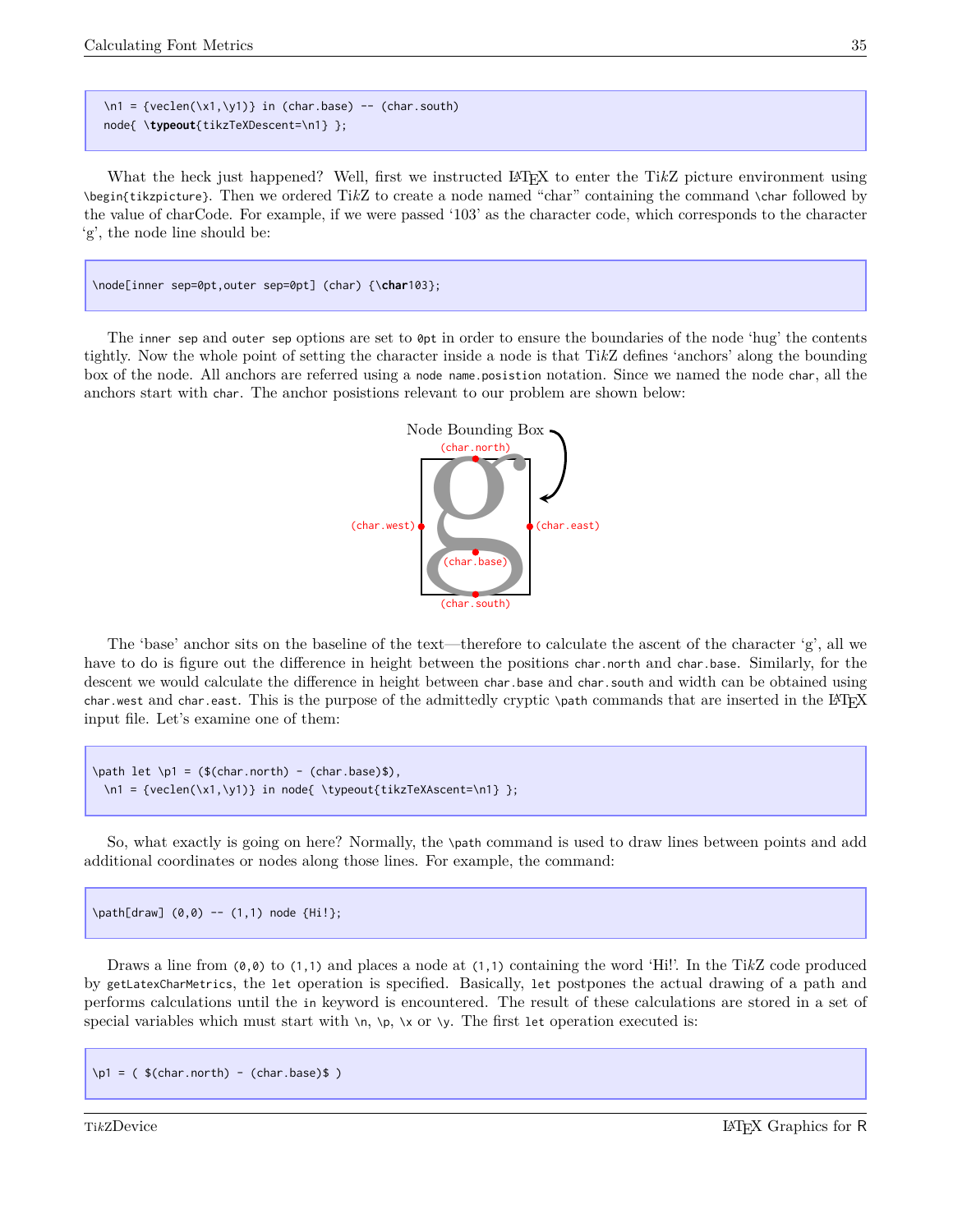```
\n1 = {veclen(\x1,\y1)} in (char.base) -- (char.south)
node{ \typeout{tikzTeXDescent=\n1} };
```

What the heck just happened? Well, first we instructed LaTeX to enter the Ti*k*Z picture environment using `\begin{tikzpicture}`. Then we ordered Ti*k*Z to create a node named "char" containing the command `\char` followed by the value of charCode. For example, if we were passed '103' as the character code, which corresponds to the character 'g', the node line should be:

```
\node[inner sep=0pt,outer sep=0pt] (char) {\char103};
```

The `inner sep` and `outer sep` options are set to `0pt` in order to ensure the boundaries of the node 'hug' the contents tightly. Now the whole point of setting the character inside a node is that Ti*k*Z defines 'anchors' along the bounding box of the node. All anchors are referred using a `node name.posistion` notation. Since we named the node `char`, all the anchors start with `char`. The anchor posistions relevant to our problem are shown below:

The 'base' anchor sits on the baseline of the text—therefore to calculate the ascent of the character 'g', all we have to do is figure out the difference in height between the positions `char.north` and `char.base`. Similarly, for the descent we would calculate the difference in height between `char.base` and `char.south` and width can be obtained using `char.west` and `char.east`. This is the purpose of the admittedly cryptic `\path` commands that are inserted in the LaTeX input file. Let's examine one of them:

```
\path let \p1 = ($(char.north) - (char.base)$),
  \n1 = {veclen(\x1,\y1)} in node{ \typeout{tikzTeXAscent=\n1} };
```

So, what exactly is going on here? Normally, the `\path` command is used to draw lines between points and add additional coordinates or nodes along those lines. For example, the command:

```
\path[draw] (0,0) -- (1,1) node {Hi!};
```

Draws a line from `(0,0)` to `(1,1)` and places a node at `(1,1)` containing the word 'Hi!'. In the Ti*k*Z code produced by `getLatexCharMetrics`, the `let` operation is specified. Basically, `let` postpones the actual drawing of a path and performs calculations until the `in` keyword is encountered. The result of these calculations are stored in a set of special variables which must start with `\n`, `\p`, `\x` or `\y`. The first `let` operation executed is:

```
\p1 = ( $(char.north) - (char.base)$ )
```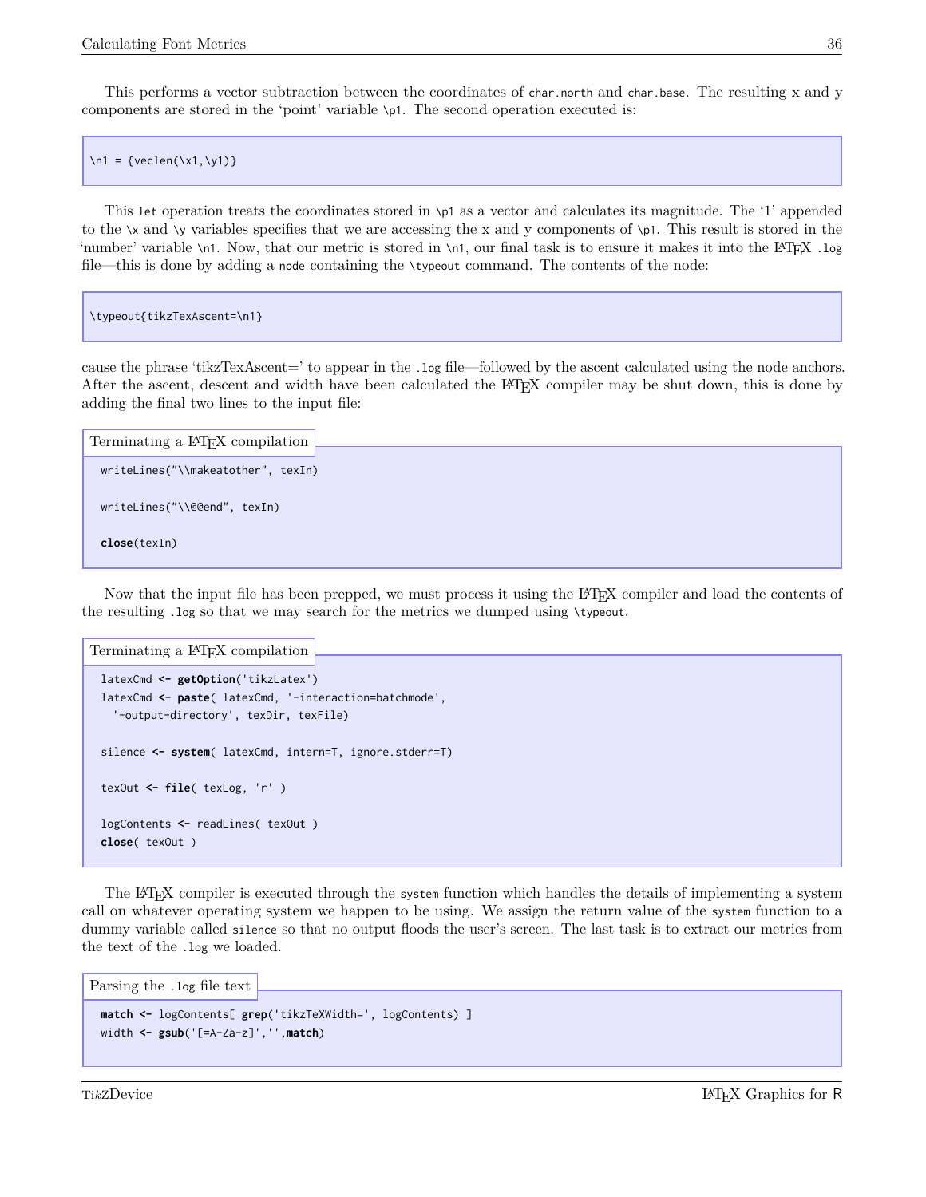This performs a vector subtraction between the coordinates of `char.north` and `char.base`. The resulting x and y components are stored in the 'point' variable `\p1`. The second operation executed is:

```
\n1 = {veclen(\x1,\y1)}
```

This `let` operation treats the coordinates stored in `\p1` as a vector and calculates its magnitude. The '1' appended to the `\x` and `\y` variables specifies that we are accessing the x and y components of `\p1`. This result is stored in the 'number' variable `\n1`. Now, that our metric is stored in `\n1`, our final task is to ensure it makes it into the LaTeX `.log` file—this is done by adding a `node` containing the `\typeout` command. The contents of the node:

```
\typeout{tikzTexAscent=\n1}
```

cause the phrase 'tikzTexAscent=' to appear in the `.log` file—followed by the ascent calculated using the node anchors. After the ascent, descent and width have been calculated the LaTeX compiler may be shut down, this is done by adding the final two lines to the input file:

Terminating a LaTeX compilation

```
writeLines("\\makeatother", texIn)

writeLines("\\@@end", texIn)

close(texIn)
```

Now that the input file has been prepped, we must process it using the LaTeX compiler and load the contents of the resulting `.log` so that we may search for the metrics we dumped using `\typeout`.

Terminating a LaTeX compilation

```
latexCmd <- getOption('tikzLatex')
latexCmd <- paste( latexCmd, '-interaction=batchmode',
  '-output-directory', texDir, texFile)

silence <- system( latexCmd, intern=T, ignore.stderr=T)

texOut <- file( texLog, 'r' )

logContents <- readLines( texOut )
close( texOut )
```

The LaTeX compiler is executed through the `system` function which handles the details of implementing a system call on whatever operating system we happen to be using. We assign the return value of the `system` function to a dummy variable called `silence` so that no output floods the user's screen. The last task is to extract our metrics from the text of the `.log` we loaded.

Parsing the `.log` file text

```
match <- logContents[ grep('tikzTeXWidth=', logContents) ]
width <- gsub('[=A-Za-z]','',match)
```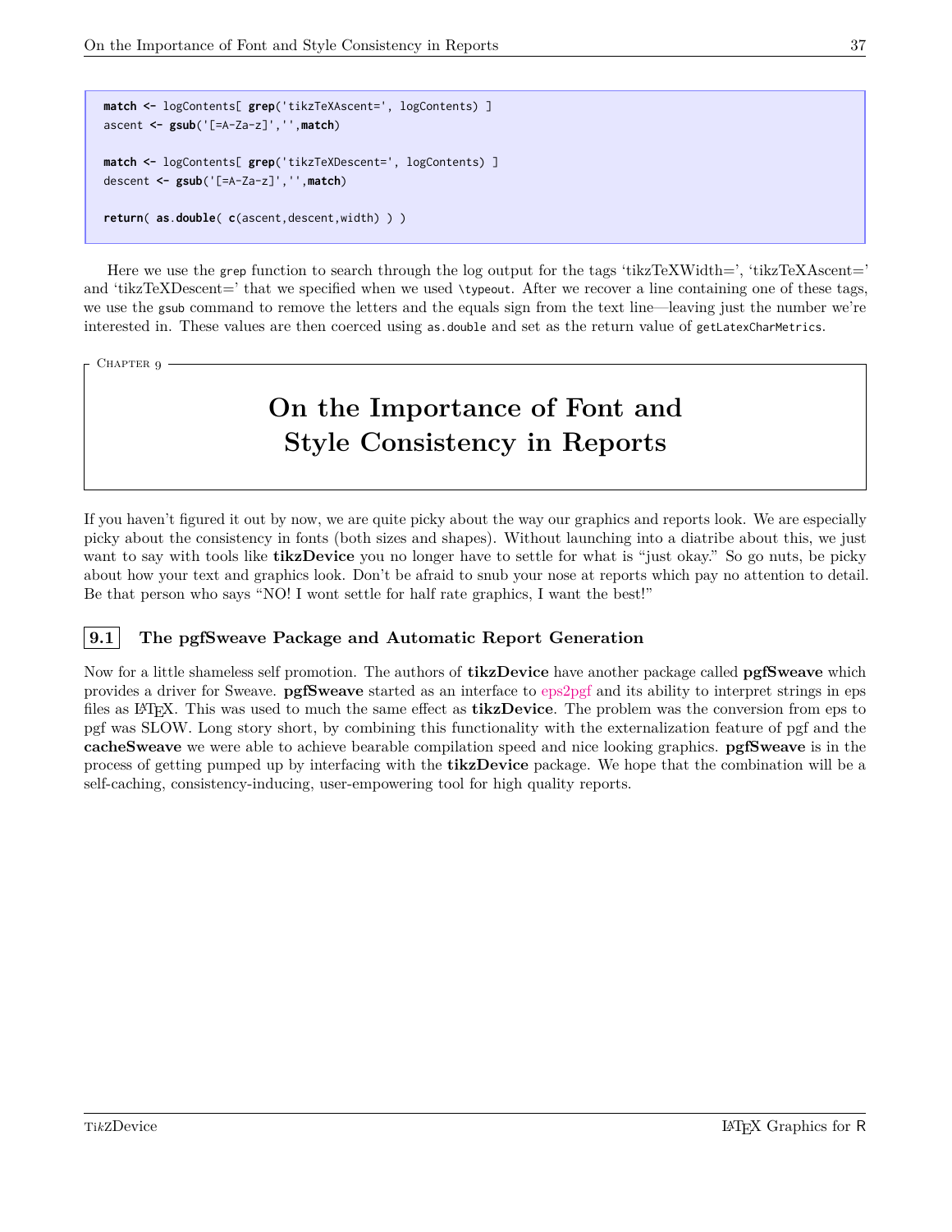```r
match <- logContents[ grep('tikzTeXAscent=', logContents) ]
ascent <- gsub('[=A-Za-z]','',match)

match <- logContents[ grep('tikzTeXDescent=', logContents) ]
descent <- gsub('[=A-Za-z]','',match)

return( as.double( c(ascent,descent,width) ) )
```

Here we use the `grep` function to search through the log output for the tags 'tikzTeXWidth=', 'tikzTeXAscent=' and 'tikzTeXDescent=' that we specified when we used `\typeout`. After we recover a line containing one of these tags, we use the `gsub` command to remove the letters and the equals sign from the text line—leaving just the number we're interested in. These values are then coerced using `as.double` and set as the return value of `getLatexCharMetrics`.

Chapter 9

# On the Importance of Font and Style Consistency in Reports

If you haven't figured it out by now, we are quite picky about the way our graphics and reports look. We are especially picky about the consistency in fonts (both sizes and shapes). Without launching into a diatribe about this, we just want to say with tools like **tikzDevice** you no longer have to settle for what is "just okay." So go nuts, be picky about how your text and graphics look. Don't be afraid to snub your nose at reports which pay no attention to detail. Be that person who says "NO! I wont settle for half rate graphics, I want the best!"

## 9.1 The pgfSweave Package and Automatic Report Generation

Now for a little shameless self promotion. The authors of **tikzDevice** have another package called **pgfSweave** which provides a driver for Sweave. **pgfSweave** started as an interface to eps2pgf and its ability to interpret strings in eps files as LaTeX. This was used to much the same effect as **tikzDevice**. The problem was the conversion from eps to pgf was SLOW. Long story short, by combining this functionality with the externalization feature of pgf and the **cacheSweave** we were able to achieve bearable compilation speed and nice looking graphics. **pgfSweave** is in the process of getting pumped up by interfacing with the **tikzDevice** package. We hope that the combination will be a self-caching, consistency-inducing, user-empowering tool for high quality reports.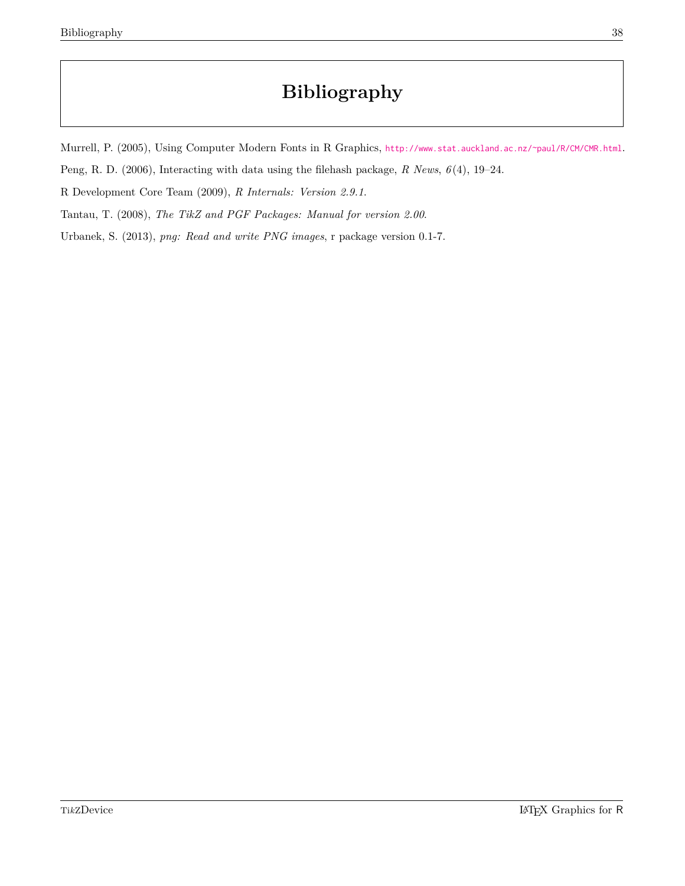# Bibliography

Murrell, P. (2005), Using Computer Modern Fonts in R Graphics, http://www.stat.auckland.ac.nz/~paul/R/CM/CMR.html.

Peng, R. D. (2006), Interacting with data using the filehash package, *R News*, *6*(4), 19–24.

R Development Core Team (2009), *R Internals: Version 2.9.1*.

Tantau, T. (2008), *The TikZ and PGF Packages: Manual for version 2.00*.

Urbanek, S. (2013), *png: Read and write PNG images*, r package version 0.1-7.